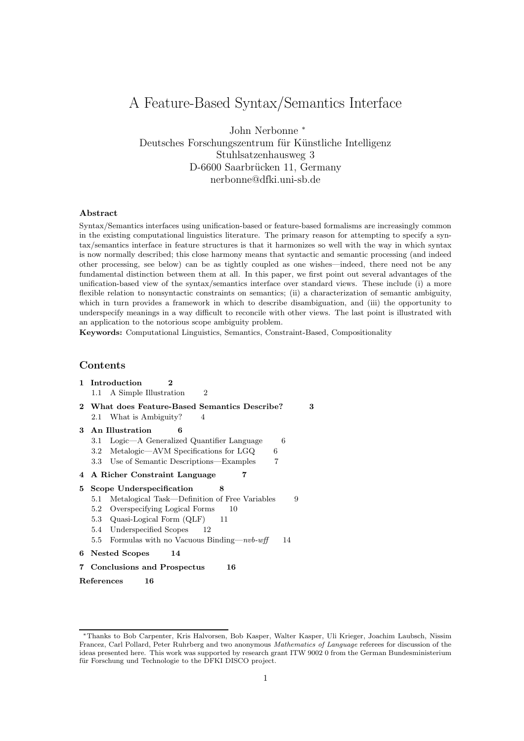# A Feature-Based Syntax/Semantics Interface

John Nerbonne *
Deutsches Forschungszentrum für Künstliche Intelligenz
Stuhlsatzenhausweg 3
D-6600 Saarbrücken 11, Germany
nerbonne@dfki.uni-sb.de

### Abstract

Syntax/Semantics interfaces using unification-based or feature-based formalisms are increasingly common in the existing computational linguistics literature. The primary reason for attempting to specify a syntax/semantics interface in feature structures is that it harmonizes so well with the way in which syntax is now normally described; this close harmony means that syntactic and semantic processing (and indeed other processing, see below) can be as tightly coupled as one wishes—indeed, there need not be any fundamental distinction between them at all. In this paper, we first point out several advantages of the unification-based view of the syntax/semantics interface over standard views. These include (i) a more flexible relation to nonsyntactic constraints on semantics; (ii) a characterization of semantic ambiguity, which in turn provides a framework in which to describe disambiguation, and (iii) the opportunity to underspecify meanings in a way difficult to reconcile with other views. The last point is illustrated with an application to the notorious scope ambiguity problem.

**Keywords:** Computational Linguistics, Semantics, Constraint-Based, Compositionality

## Contents

**1 Introduction 2**
- 1.1 A Simple Illustration 2

**2 What does Feature-Based Semantics Describe? 3**
- 2.1 What is Ambiguity? 4

**3 An Illustration 6**
- 3.1 Logic—A Generalized Quantifier Language 6
- 3.2 Metalogic—AVM Specifications for LGQ 6
- 3.3 Use of Semantic Descriptions—Examples 7

**4 A Richer Constraint Language 7**

**5 Scope Underspecification 8**
- 5.1 Metalogical Task—Definition of Free Variables 9
- 5.2 Overspecifying Logical Forms 10
- 5.3 Quasi-Logical Form (QLF) 11
- 5.4 Underspecified Scopes 12
- 5.5 Formulas with no Vacuous Binding—*nvb-wff* 14

**6 Nested Scopes 14**

**7 Conclusions and Prospectus 16**

**References 16**

---

*Thanks to Bob Carpenter, Kris Halvorsen, Bob Kasper, Walter Kasper, Uli Krieger, Joachim Laubsch, Nissim Francez, Carl Pollard, Peter Ruhrberg and two anonymous *Mathematics of Language* referees for discussion of the ideas presented here. This work was supported by research grant ITW 9002 0 from the German Bundesministerium für Forschung und Technologie to the DFKI DISCO project.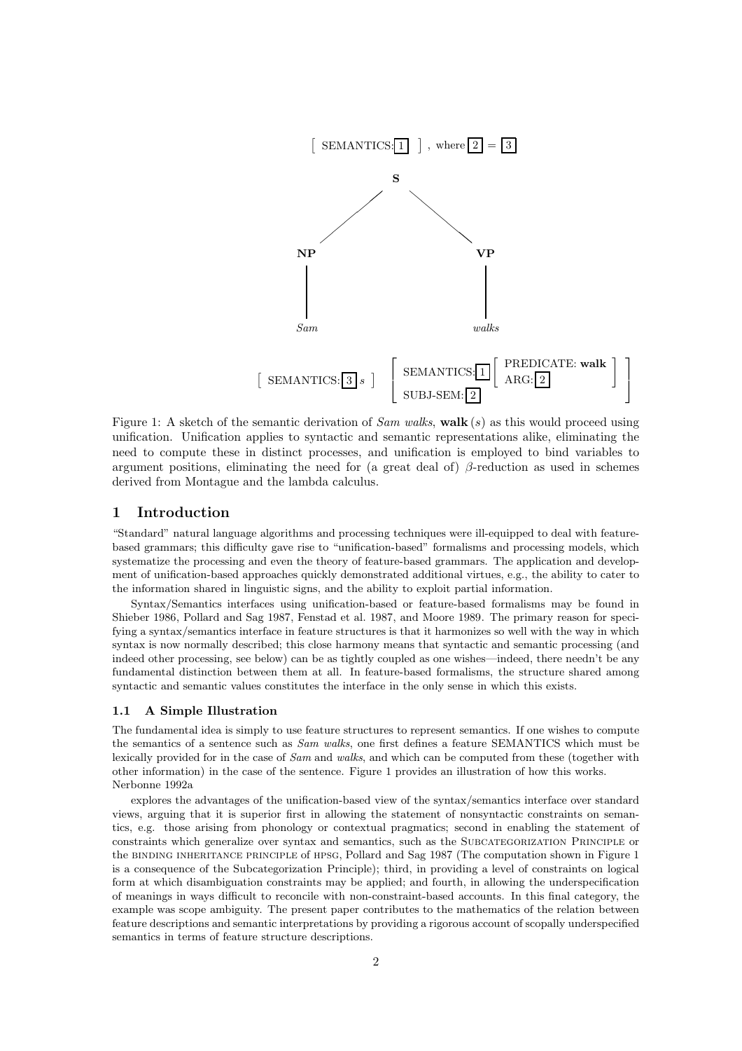[ SEMANTICS: [1] ] , where [2] = [3]

**S**

**NP** — *Sam*

**VP** — *walks*

[ SEMANTICS: [3] *s* ]  [ SEMANTICS: [1] [ PREDICATE: **walk** ARG: [2] ] SUBJ-SEM: [2] ]

Figure 1: A sketch of the semantic derivation of *Sam walks*, **walk** $(s)$ as this would proceed using unification. Unification applies to syntactic and semantic representations alike, eliminating the need to compute these in distinct processes, and unification is employed to bind variables to argument positions, eliminating the need for (a great deal of) $\beta$-reduction as used in schemes derived from Montague and the lambda calculus.

# 1 Introduction

"Standard" natural language algorithms and processing techniques were ill-equipped to deal with feature-based grammars; this difficulty gave rise to "unification-based" formalisms and processing models, which systematize the processing and even the theory of feature-based grammars. The application and development of unification-based approaches quickly demonstrated additional virtues, e.g., the ability to cater to the information shared in linguistic signs, and the ability to exploit partial information.

Syntax/Semantics interfaces using unification-based or feature-based formalisms may be found in Shieber 1986, Pollard and Sag 1987, Fenstad et al. 1987, and Moore 1989. The primary reason for specifying a syntax/semantics interface in feature structures is that it harmonizes so well with the way in which syntax is now normally described; this close harmony means that syntactic and semantic processing (and indeed other processing, see below) can be as tightly coupled as one wishes—indeed, there needn't be any fundamental distinction between them at all. In feature-based formalisms, the structure shared among syntactic and semantic values constitutes the interface in the only sense in which this exists.

## 1.1 A Simple Illustration

The fundamental idea is simply to use feature structures to represent semantics. If one wishes to compute the semantics of a sentence such as *Sam walks*, one first defines a feature SEMANTICS which must be lexically provided for in the case of *Sam* and *walks*, and which can be computed from these (together with other information) in the case of the sentence. Figure 1 provides an illustration of how this works. Nerbonne 1992a

explores the advantages of the unification-based view of the syntax/semantics interface over standard views, arguing that it is superior first in allowing the statement of nonsyntactic constraints on semantics, e.g. those arising from phonology or contextual pragmatics; second in enabling the statement of constraints which generalize over syntax and semantics, such as the SUBCATEGORIZATION PRINCIPLE or the BINDING INHERITANCE PRINCIPLE of HPSG, Pollard and Sag 1987 (The computation shown in Figure 1 is a consequence of the Subcategorization Principle); third, in providing a level of constraints on logical form at which disambiguation constraints may be applied; and fourth, in allowing the underspecification of meanings in ways difficult to reconcile with non-constraint-based accounts. In this final category, the example was scope ambiguity. The present paper contributes to the mathematics of the relation between feature descriptions and semantic interpretations by providing a rigorous account of scopally underspecified semantics in terms of feature structure descriptions.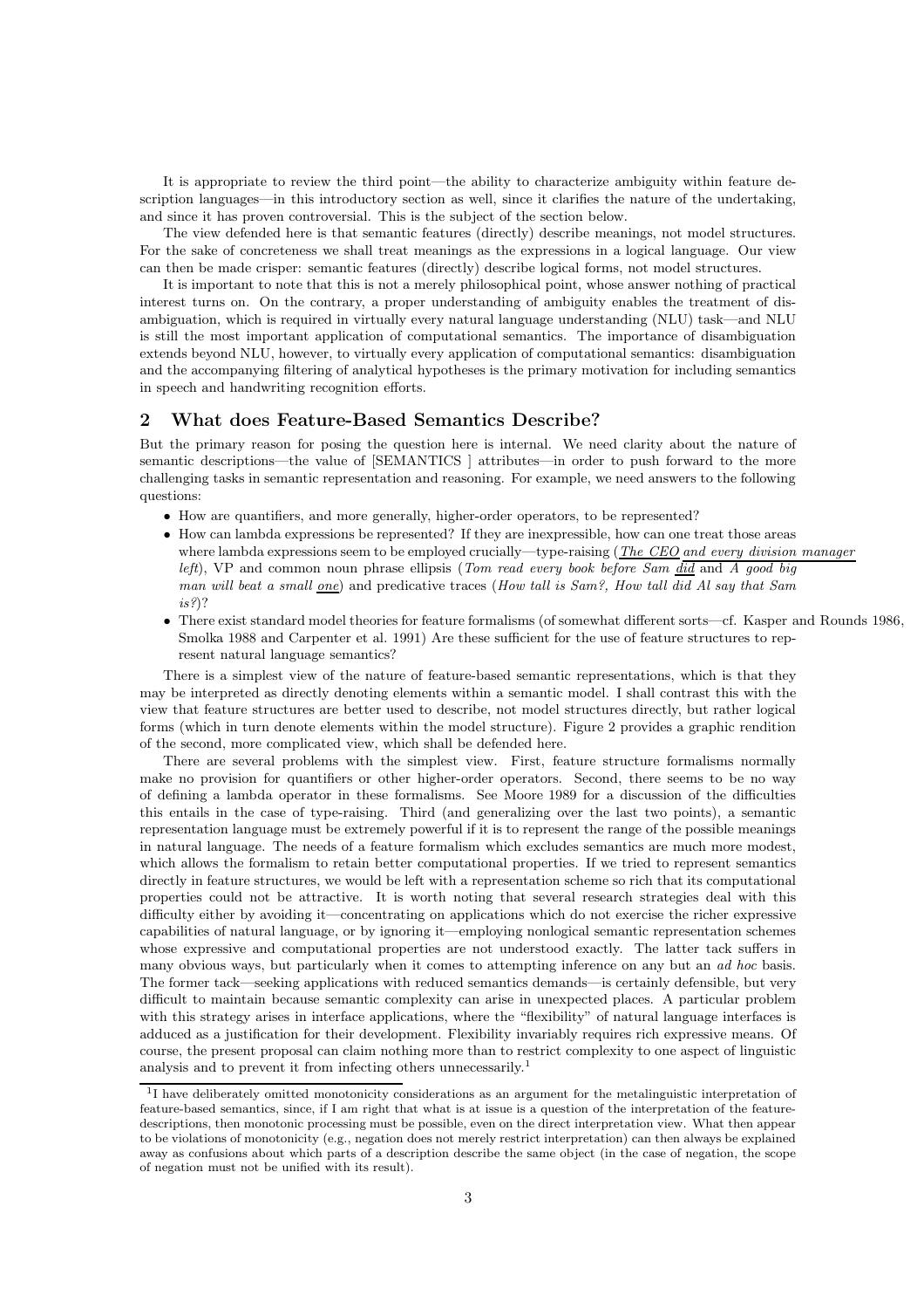It is appropriate to review the third point—the ability to characterize ambiguity within feature description languages—in this introductory section as well, since it clarifies the nature of the undertaking, and since it has proven controversial. This is the subject of the section below.

The view defended here is that semantic features (directly) describe meanings, not model structures. For the sake of concreteness we shall treat meanings as the expressions in a logical language. Our view can then be made crisper: semantic features (directly) describe logical forms, not model structures.

It is important to note that this is not a merely philosophical point, whose answer nothing of practical interest turns on. On the contrary, a proper understanding of ambiguity enables the treatment of disambiguation, which is required in virtually every natural language understanding (NLU) task—and NLU is still the most important application of computational semantics. The importance of disambiguation extends beyond NLU, however, to virtually every application of computational semantics: disambiguation and the accompanying filtering of analytical hypotheses is the primary motivation for including semantics in speech and handwriting recognition efforts.

## 2 What does Feature-Based Semantics Describe?

But the primary reason for posing the question here is internal. We need clarity about the nature of semantic descriptions—the value of [SEMANTICS ] attributes—in order to push forward to the more challenging tasks in semantic representation and reasoning. For example, we need answers to the following questions:

- How are quantifiers, and more generally, higher-order operators, to be represented?
- How can lambda expressions be represented? If they are inexpressible, how can one treat those areas where lambda expressions seem to be employed crucially—type-raising (*The CEO and every division manager left*), VP and common noun phrase ellipsis (*Tom read every book before Sam did* and *A good big man will beat a small one*) and predicative traces (*How tall is Sam?, How tall did Al say that Sam is?*)?
- There exist standard model theories for feature formalisms (of somewhat different sorts—cf. Kasper and Rounds 1986, Smolka 1988 and Carpenter et al. 1991) Are these sufficient for the use of feature structures to represent natural language semantics?

There is a simplest view of the nature of feature-based semantic representations, which is that they may be interpreted as directly denoting elements within a semantic model. I shall contrast this with the view that feature structures are better used to describe, not model structures directly, but rather logical forms (which in turn denote elements within the model structure). Figure 2 provides a graphic rendition of the second, more complicated view, which shall be defended here.

There are several problems with the simplest view. First, feature structure formalisms normally make no provision for quantifiers or other higher-order operators. Second, there seems to be no way of defining a lambda operator in these formalisms. See Moore 1989 for a discussion of the difficulties this entails in the case of type-raising. Third (and generalizing over the last two points), a semantic representation language must be extremely powerful if it is to represent the range of the possible meanings in natural language. The needs of a feature formalism which excludes semantics are much more modest, which allows the formalism to retain better computational properties. If we tried to represent semantics directly in feature structures, we would be left with a representation scheme so rich that its computational properties could not be attractive. It is worth noting that several research strategies deal with this difficulty either by avoiding it—concentrating on applications which do not exercise the richer expressive capabilities of natural language, or by ignoring it—employing nonlogical semantic representation schemes whose expressive and computational properties are not understood exactly. The latter tack suffers in many obvious ways, but particularly when it comes to attempting inference on any but an *ad hoc* basis. The former tack—seeking applications with reduced semantics demands—is certainly defensible, but very difficult to maintain because semantic complexity can arise in unexpected places. A particular problem with this strategy arises in interface applications, where the "flexibility" of natural language interfaces is adduced as a justification for their development. Flexibility invariably requires rich expressive means. Of course, the present proposal can claim nothing more than to restrict complexity to one aspect of linguistic analysis and to prevent it from infecting others unnecessarily.[1]

[1] I have deliberately omitted monotonicity considerations as an argument for the metalinguistic interpretation of feature-based semantics, since, if I am right that what is at issue is a question of the interpretation of the feature-descriptions, then monotonic processing must be possible, even on the direct interpretation view. What then appear to be violations of monotonicity (e.g., negation does not merely restrict interpretation) can then always be explained away as confusions about which parts of a description describe the same object (in the case of negation, the scope of negation must not be unified with its result).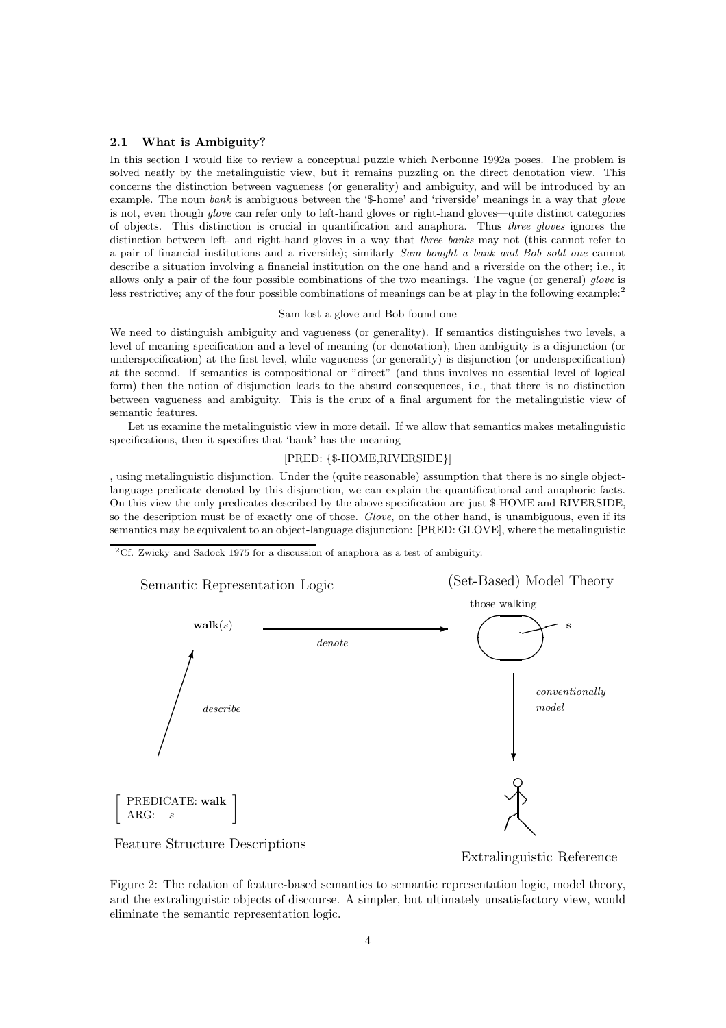### 2.1 What is Ambiguity?

In this section I would like to review a conceptual puzzle which Nerbonne 1992a poses. The problem is solved neatly by the metalinguistic view, but it remains puzzling on the direct denotation view. This concerns the distinction between vagueness (or generality) and ambiguity, and will be introduced by an example. The noun *bank* is ambiguous between the '\$-home' and 'riverside' meanings in a way that *glove* is not, even though *glove* can refer only to left-hand gloves or right-hand gloves—quite distinct categories of objects. This distinction is crucial in quantification and anaphora. Thus *three gloves* ignores the distinction between left- and right-hand gloves in a way that *three banks* may not (this cannot refer to a pair of financial institutions and a riverside); similarly *Sam bought a bank and Bob sold one* cannot describe a situation involving a financial institution on the one hand and a riverside on the other; i.e., it allows only a pair of the four possible combinations of the two meanings. The vague (or general) *glove* is less restrictive; any of the four possible combinations of meanings can be at play in the following example:[2]

Sam lost a glove and Bob found one

We need to distinguish ambiguity and vagueness (or generality). If semantics distinguishes two levels, a level of meaning specification and a level of meaning (or denotation), then ambiguity is a disjunction (or underspecification) at the first level, while vagueness (or generality) is disjunction (or underspecification) at the second. If semantics is compositional or "direct" (and thus involves no essential level of logical form) then the notion of disjunction leads to the absurd consequences, i.e., that there is no distinction between vagueness and ambiguity. This is the crux of a final argument for the metalinguistic view of semantic features.

Let us examine the metalinguistic view in more detail. If we allow that semantics makes metalinguistic specifications, then it specifies that 'bank' has the meaning

[PRED: {\$-HOME,RIVERSIDE}]

, using metalinguistic disjunction. Under the (quite reasonable) assumption that there is no single object-language predicate denoted by this disjunction, we can explain the quantificational and anaphoric facts. On this view the only predicates described by the above specification are just \$-HOME and RIVERSIDE, so the description must be of exactly one of those. *Glove*, on the other hand, is unambiguous, even if its semantics may be equivalent to an object-language disjunction: [PRED: GLOVE], where the metalinguistic

[2] Cf. Zwicky and Sadock 1975 for a discussion of anaphora as a test of ambiguity.

Semantic Representation Logic — (Set-Based) Model Theory

**walk**($s$) —*denote*→ those walking (**s**)

*describe* — *conventionally model*

[ PREDICATE: **walk** ; ARG: $s$ ]

Feature Structure Descriptions — Extralinguistic Reference

Figure 2: The relation of feature-based semantics to semantic representation logic, model theory, and the extralinguistic objects of discourse. A simpler, but ultimately unsatisfactory view, would eliminate the semantic representation logic.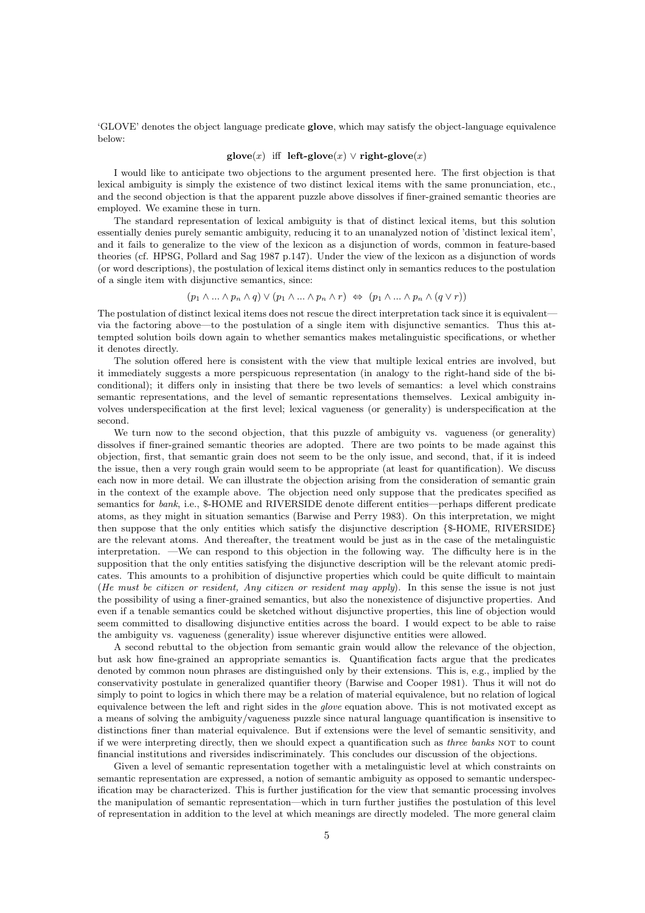'GLOVE' denotes the object language predicate **glove**, which may satisfy the object-language equivalence below:

$$\textbf{glove}(x) \;\text{ iff }\; \textbf{left-glove}(x) \vee \textbf{right-glove}(x)$$

I would like to anticipate two objections to the argument presented here. The first objection is that lexical ambiguity is simply the existence of two distinct lexical items with the same pronunciation, etc., and the second objection is that the apparent puzzle above dissolves if finer-grained semantic theories are employed. We examine these in turn.

The standard representation of lexical ambiguity is that of distinct lexical items, but this solution essentially denies purely semantic ambiguity, reducing it to an unanalyzed notion of 'distinct lexical item', and it fails to generalize to the view of the lexicon as a disjunction of words, common in feature-based theories (cf. HPSG, Pollard and Sag 1987 p.147). Under the view of the lexicon as a disjunction of words (or word descriptions), the postulation of lexical items distinct only in semantics reduces to the postulation of a single item with disjunctive semantics, since:

$$(p_1 \wedge ... \wedge p_n \wedge q) \vee (p_1 \wedge ... \wedge p_n \wedge r) \;\Leftrightarrow\; (p_1 \wedge ... \wedge p_n \wedge (q \vee r))$$

The postulation of distinct lexical items does not rescue the direct interpretation tack since it is equivalent—via the factoring above—to the postulation of a single item with disjunctive semantics. Thus this attempted solution boils down again to whether semantics makes metalinguistic specifications, or whether it denotes directly.

The solution offered here is consistent with the view that multiple lexical entries are involved, but it immediately suggests a more perspicuous representation (in analogy to the right-hand side of the biconditional); it differs only in insisting that there be two levels of semantics: a level which constrains semantic representations, and the level of semantic representations themselves. Lexical ambiguity involves underspecification at the first level; lexical vagueness (or generality) is underspecification at the second.

We turn now to the second objection, that this puzzle of ambiguity vs. vagueness (or generality) dissolves if finer-grained semantic theories are adopted. There are two points to be made against this objection, first, that semantic grain does not seem to be the only issue, and second, that, if it is indeed the issue, then a very rough grain would seem to be appropriate (at least for quantification). We discuss each now in more detail. We can illustrate the objection arising from the consideration of semantic grain in the context of the example above. The objection need only suppose that the predicates specified as semantics for *bank*, i.e., $-HOME and RIVERSIDE denote different entities—perhaps different predicate atoms, as they might in situation semantics (Barwise and Perry 1983). On this interpretation, we might then suppose that the only entities which satisfy the disjunctive description {$-HOME, RIVERSIDE} are the relevant atoms. And thereafter, the treatment would be just as in the case of the metalinguistic interpretation. —We can respond to this objection in the following way. The difficulty here is in the supposition that the only entities satisfying the disjunctive description will be the relevant atomic predicates. This amounts to a prohibition of disjunctive properties which could be quite difficult to maintain (*He must be citizen or resident, Any citizen or resident may apply*). In this sense the issue is not just the possibility of using a finer-grained semantics, but also the nonexistence of disjunctive properties. And even if a tenable semantics could be sketched without disjunctive properties, this line of objection would seem committed to disallowing disjunctive entities across the board. I would expect to be able to raise the ambiguity vs. vagueness (generality) issue wherever disjunctive entities were allowed.

A second rebuttal to the objection from semantic grain would allow the relevance of the objection, but ask how fine-grained an appropriate semantics is. Quantification facts argue that the predicates denoted by common noun phrases are distinguished only by their extensions. This is, e.g., implied by the conservativity postulate in generalized quantifier theory (Barwise and Cooper 1981). Thus it will not do simply to point to logics in which there may be a relation of material equivalence, but no relation of logical equivalence between the left and right sides in the *glove* equation above. This is not motivated except as a means of solving the ambiguity/vagueness puzzle since natural language quantification is insensitive to distinctions finer than material equivalence. But if extensions were the level of semantic sensitivity, and if we were interpreting directly, then we should expect a quantification such as *three banks* NOT to count financial institutions and riversides indiscriminately. This concludes our discussion of the objections.

Given a level of semantic representation together with a metalinguistic level at which constraints on semantic representation are expressed, a notion of semantic ambiguity as opposed to semantic underspecification may be characterized. This is further justification for the view that semantic processing involves the manipulation of semantic representation—which in turn further justifies the postulation of this level of representation in addition to the level at which meanings are directly modeled. The more general claim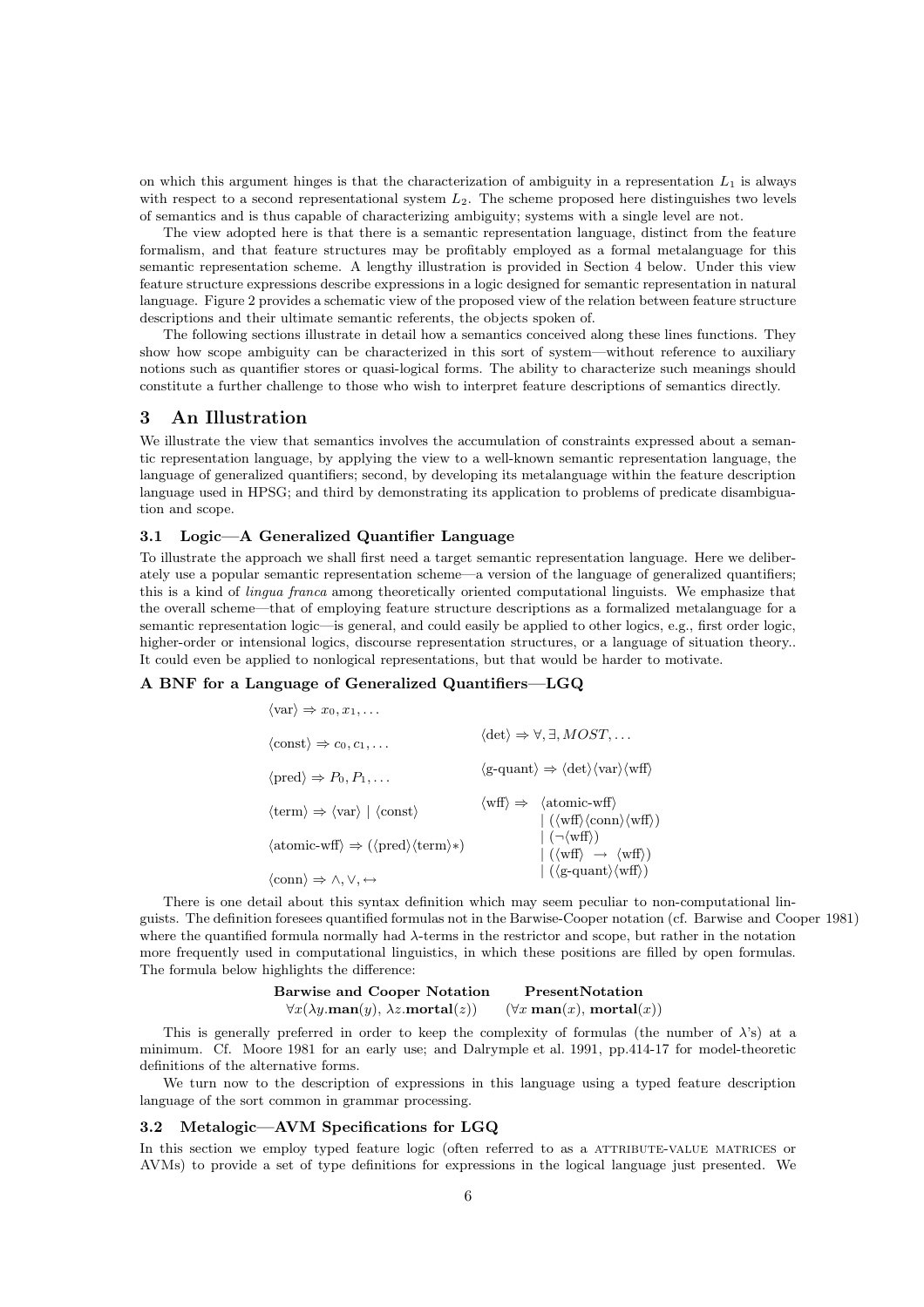on which this argument hinges is that the characterization of ambiguity in a representation $L_1$ is always with respect to a second representational system $L_2$. The scheme proposed here distinguishes two levels of semantics and is thus capable of characterizing ambiguity; systems with a single level are not.

The view adopted here is that there is a semantic representation language, distinct from the feature formalism, and that feature structures may be profitably employed as a formal metalanguage for this semantic representation scheme. A lengthy illustration is provided in Section 4 below. Under this view feature structure expressions describe expressions in a logic designed for semantic representation in natural language. Figure 2 provides a schematic view of the proposed view of the relation between feature structure descriptions and their ultimate semantic referents, the objects spoken of.

The following sections illustrate in detail how a semantics conceived along these lines functions. They show how scope ambiguity can be characterized in this sort of system—without reference to auxiliary notions such as quantifier stores or quasi-logical forms. The ability to characterize such meanings should constitute a further challenge to those who wish to interpret feature descriptions of semantics directly.

## 3 An Illustration

We illustrate the view that semantics involves the accumulation of constraints expressed about a semantic representation language, by applying the view to a well-known semantic representation language, the language of generalized quantifiers; second, by developing its metalanguage within the feature description language used in HPSG; and third by demonstrating its application to problems of predicate disambiguation and scope.

### 3.1 Logic—A Generalized Quantifier Language

To illustrate the approach we shall first need a target semantic representation language. Here we deliberately use a popular semantic representation scheme—a version of the language of generalized quantifiers; this is a kind of *lingua franca* among theoretically oriented computational linguists. We emphasize that the overall scheme—that of employing feature structure descriptions as a formalized metalanguage for a semantic representation logic—is general, and could easily be applied to other logics, e.g., first order logic, higher-order or intensional logics, discourse representation structures, or a language of situation theory.. It could even be applied to nonlogical representations, but that would be harder to motivate.

**A BNF for a Language of Generalized Quantifiers—LGQ**

$\langle\text{var}\rangle \Rightarrow x_0, x_1, \ldots$

$\langle\text{const}\rangle \Rightarrow c_0, c_1, \ldots$

$\langle\text{pred}\rangle \Rightarrow P_0, P_1, \ldots$

$\langle\text{term}\rangle \Rightarrow \langle\text{var}\rangle \mid \langle\text{const}\rangle$

$\langle\text{atomic-wff}\rangle \Rightarrow (\langle\text{pred}\rangle\langle\text{term}\rangle*)$

$\langle\text{conn}\rangle \Rightarrow \wedge, \vee, \leftrightarrow$

$\langle\text{det}\rangle \Rightarrow \forall, \exists, MOST, \ldots$

$\langle\text{g-quant}\rangle \Rightarrow \langle\text{det}\rangle\langle\text{var}\rangle\langle\text{wff}\rangle$

$$\begin{aligned}\langle\text{wff}\rangle \Rightarrow\ & \langle\text{atomic-wff}\rangle \\ & \mid (\langle\text{wff}\rangle\langle\text{conn}\rangle\langle\text{wff}\rangle) \\ & \mid (\neg\langle\text{wff}\rangle) \\ & \mid (\langle\text{wff}\rangle \rightarrow \langle\text{wff}\rangle) \\ & \mid (\langle\text{g-quant}\rangle\langle\text{wff}\rangle)\end{aligned}$$

There is one detail about this syntax definition which may seem peculiar to non-computational linguists. The definition foresees quantified formulas not in the Barwise-Cooper notation (cf. Barwise and Cooper 1981) where the quantified formula normally had $\lambda$-terms in the restrictor and scope, but rather in the notation more frequently used in computational linguistics, in which these positions are filled by open formulas. The formula below highlights the difference:

| **Barwise and Cooper Notation** | **PresentNotation** |
|---|---|
| $\forall x(\lambda y.\mathbf{man}(y), \lambda z.\mathbf{mortal}(z))$ | $(\forall x\ \mathbf{man}(x), \mathbf{mortal}(x))$ |

This is generally preferred in order to keep the complexity of formulas (the number of $\lambda$'s) at a minimum. Cf. Moore 1981 for an early use; and Dalrymple et al. 1991, pp.414-17 for model-theoretic definitions of the alternative forms.

We turn now to the description of expressions in this language using a typed feature description language of the sort common in grammar processing.

### 3.2 Metalogic—AVM Specifications for LGQ

In this section we employ typed feature logic (often referred to as a ATTRIBUTE-VALUE MATRICES or AVMs) to provide a set of type definitions for expressions in the logical language just presented. We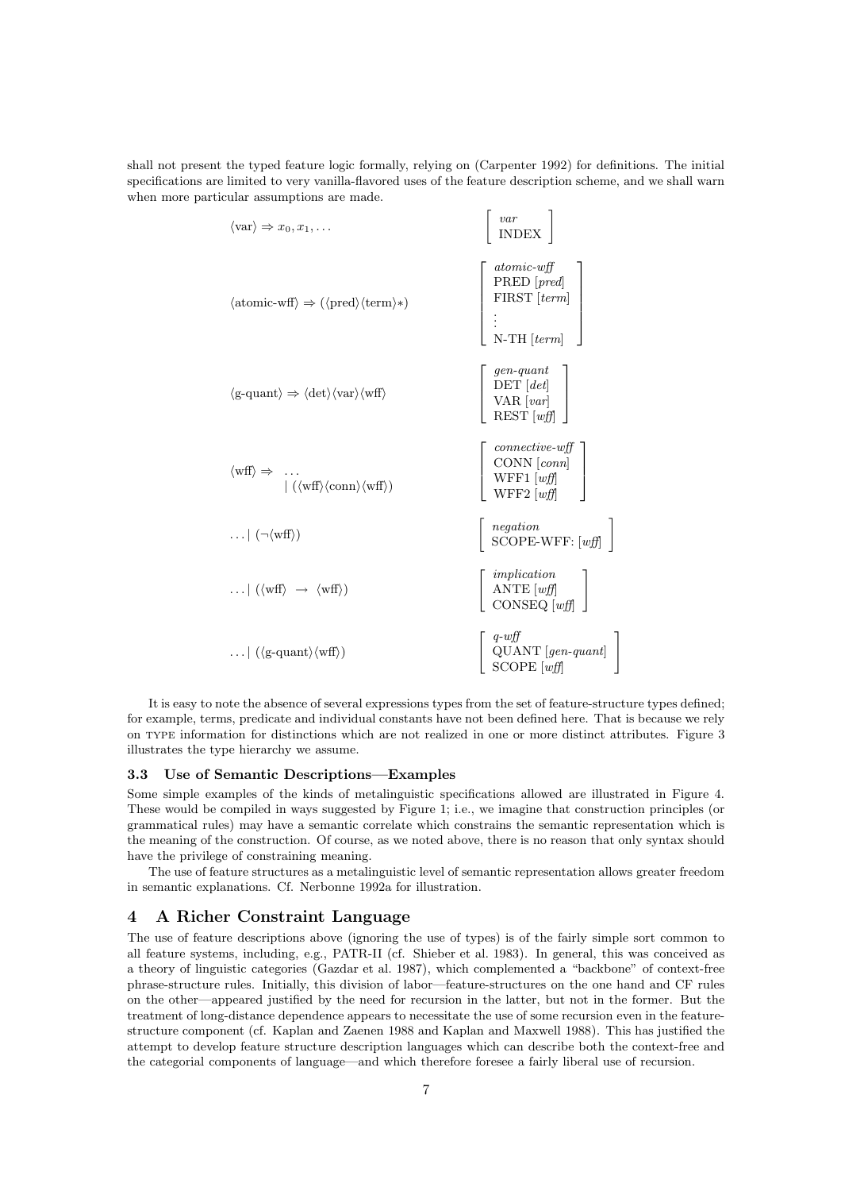shall not present the typed feature logic formally, relying on (Carpenter 1992) for definitions. The initial specifications are limited to very vanilla-flavored uses of the feature description scheme, and we shall warn when more particular assumptions are made.

| Grammar rule | Feature structure |
|---|---|
| ⟨var⟩ ⇒ $x_0, x_1, \ldots$ | [ *var* INDEX ] |
| ⟨atomic-wff⟩ ⇒ (⟨pred⟩⟨term⟩*) | [ *atomic-wff* PRED [*pred*] FIRST [*term*] ⋮ N-TH [*term*] ] |
| ⟨g-quant⟩ ⇒ ⟨det⟩⟨var⟩⟨wff⟩ | [ *gen-quant* DET [*det*] VAR [*var*] REST [*wff*] ] |
| ⟨wff⟩ ⇒ … \| (⟨wff⟩⟨conn⟩⟨wff⟩) | [ *connective-wff* CONN [*conn*] WFF1 [*wff*] WFF2 [*wff*] ] |
| … \| (¬⟨wff⟩) | [ *negation* SCOPE-WFF: [*wff*] ] |
| … \| (⟨wff⟩ → ⟨wff⟩) | [ *implication* ANTE [*wff*] CONSEQ [*wff*] ] |
| … \| (⟨g-quant⟩⟨wff⟩) | [ *q-wff* QUANT [*gen-quant*] SCOPE [*wff*] ] |

It is easy to note the absence of several expressions types from the set of feature-structure types defined; for example, terms, predicate and individual constants have not been defined here. That is because we rely on TYPE information for distinctions which are not realized in one or more distinct attributes. Figure 3 illustrates the type hierarchy we assume.

### 3.3 Use of Semantic Descriptions—Examples

Some simple examples of the kinds of metalinguistic specifications allowed are illustrated in Figure 4. These would be compiled in ways suggested by Figure 1; i.e., we imagine that construction principles (or grammatical rules) may have a semantic correlate which constrains the semantic representation which is the meaning of the construction. Of course, as we noted above, there is no reason that only syntax should have the privilege of constraining meaning.

The use of feature structures as a metalinguistic level of semantic representation allows greater freedom in semantic explanations. Cf. Nerbonne 1992a for illustration.

## 4 A Richer Constraint Language

The use of feature descriptions above (ignoring the use of types) is of the fairly simple sort common to all feature systems, including, e.g., PATR-II (cf. Shieber et al. 1983). In general, this was conceived as a theory of linguistic categories (Gazdar et al. 1987), which complemented a "backbone" of context-free phrase-structure rules. Initially, this division of labor—feature-structures on the one hand and CF rules on the other—appeared justified by the need for recursion in the latter, but not in the former. But the treatment of long-distance dependence appears to necessitate the use of some recursion even in the feature-structure component (cf. Kaplan and Zaenen 1988 and Kaplan and Maxwell 1988). This has justified the attempt to develop feature structure description languages which can describe both the context-free and the categorial components of language—and which therefore foresee a fairly liberal use of recursion.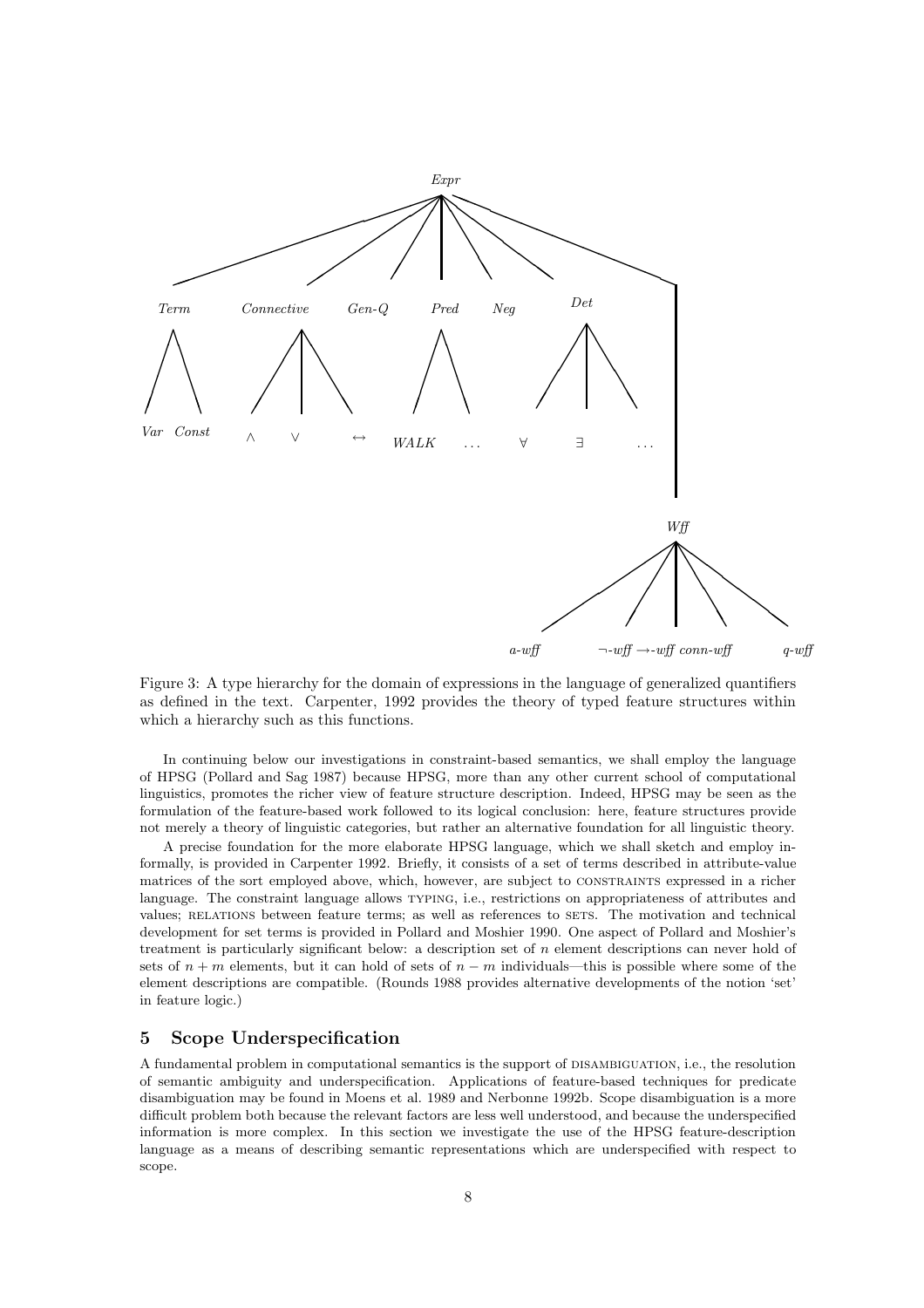Figure 3: A type hierarchy for the domain of expressions in the language of generalized quantifiers as defined in the text. Carpenter, 1992 provides the theory of typed feature structures within which a hierarchy such as this functions.

In continuing below our investigations in constraint-based semantics, we shall employ the language of HPSG (Pollard and Sag 1987) because HPSG, more than any other current school of computational linguistics, promotes the richer view of feature structure description. Indeed, HPSG may be seen as the formulation of the feature-based work followed to its logical conclusion: here, feature structures provide not merely a theory of linguistic categories, but rather an alternative foundation for all linguistic theory.

A precise foundation for the more elaborate HPSG language, which we shall sketch and employ informally, is provided in Carpenter 1992. Briefly, it consists of a set of terms described in attribute-value matrices of the sort employed above, which, however, are subject to CONSTRAINTS expressed in a richer language. The constraint language allows TYPING, i.e., restrictions on appropriateness of attributes and values; RELATIONS between feature terms; as well as references to SETS. The motivation and technical development for set terms is provided in Pollard and Moshier 1990. One aspect of Pollard and Moshier's treatment is particularly significant below: a description set of $n$ element descriptions can never hold of sets of $n+m$ elements, but it can hold of sets of $n-m$ individuals—this is possible where some of the element descriptions are compatible. (Rounds 1988 provides alternative developments of the notion 'set' in feature logic.)

## 5 Scope Underspecification

A fundamental problem in computational semantics is the support of DISAMBIGUATION, i.e., the resolution of semantic ambiguity and underspecification. Applications of feature-based techniques for predicate disambiguation may be found in Moens et al. 1989 and Nerbonne 1992b. Scope disambiguation is a more difficult problem both because the relevant factors are less well understood, and because the underspecified information is more complex. In this section we investigate the use of the HPSG feature-description language as a means of describing semantic representations which are underspecified with respect to scope.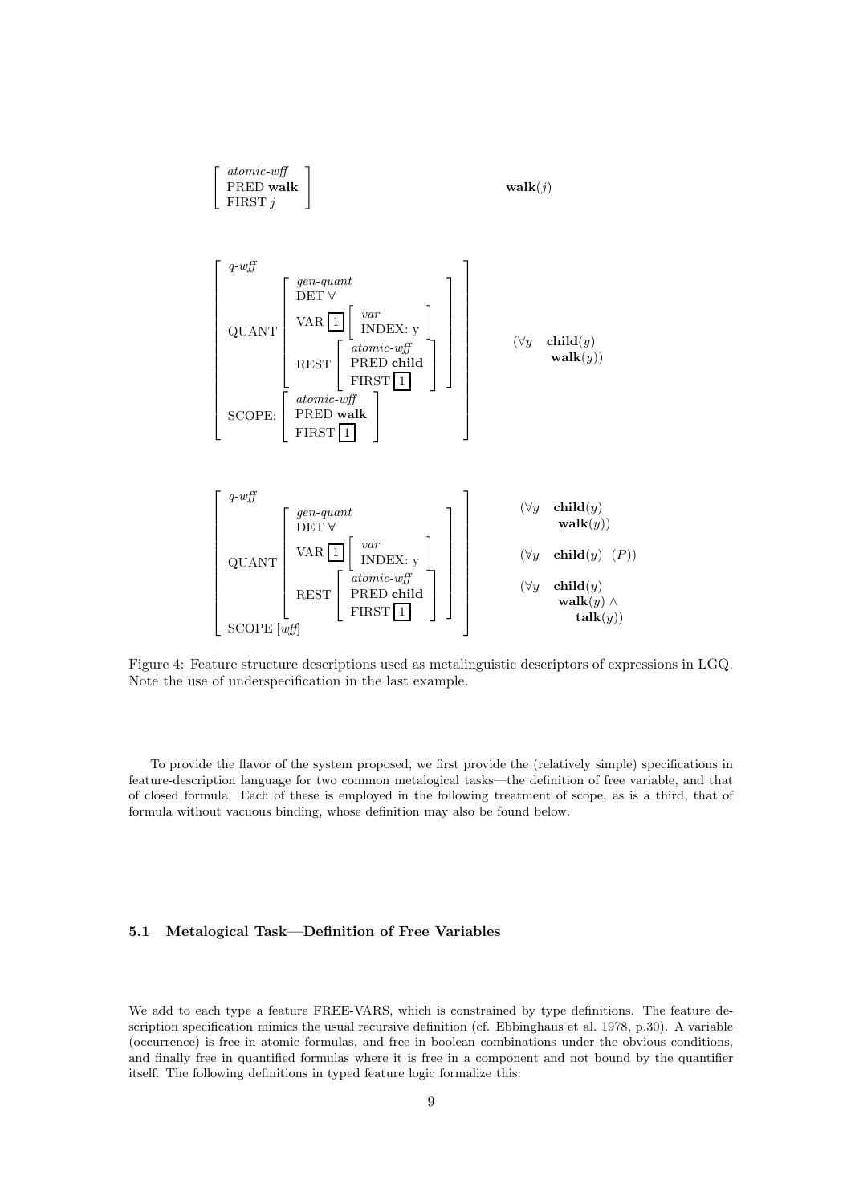$$\begin{bmatrix} \textit{atomic-wff} \\ \text{PRED } \textbf{walk} \\ \text{FIRST } j \end{bmatrix} \qquad \textbf{walk}(j)$$

$$\begin{bmatrix} \textit{q-wff} & \\ \text{QUANT} & \begin{bmatrix} \textit{gen-quant} & \\ \text{DET } \forall & \\ \text{VAR } \boxed{1} \begin{bmatrix} \textit{var} \\ \text{INDEX: y} \end{bmatrix} & \\ \text{REST} & \begin{bmatrix} \textit{atomic-wff} \\ \text{PRED } \textbf{child} \\ \text{FIRST } \boxed{1} \end{bmatrix} \end{bmatrix} \\ \text{SCOPE:} & \begin{bmatrix} \textit{atomic-wff} \\ \text{PRED } \textbf{walk} \\ \text{FIRST } \boxed{1} \end{bmatrix} \end{bmatrix} \qquad \begin{matrix} (\forall y & \textbf{child}(y) \\ & \textbf{walk}(y)) \end{matrix}$$

$$\begin{bmatrix} \textit{q-wff} & \\ \text{QUANT} & \begin{bmatrix} \textit{gen-quant} & \\ \text{DET } \forall & \\ \text{VAR } \boxed{1} \begin{bmatrix} \textit{var} \\ \text{INDEX: y} \end{bmatrix} & \\ \text{REST} & \begin{bmatrix} \textit{atomic-wff} \\ \text{PRED } \textbf{child} \\ \text{FIRST } \boxed{1} \end{bmatrix} \end{bmatrix} \\ \text{SCOPE } [\textit{wff}] & \end{bmatrix} \qquad \begin{matrix} (\forall y \quad \textbf{child}(y) \\ \qquad \textbf{walk}(y)) \\ \\ (\forall y \quad \textbf{child}(y) \quad (P)) \\ \\ (\forall y \quad \textbf{child}(y) \\ \qquad \textbf{walk}(y) \wedge \\ \qquad \quad \textbf{talk}(y)) \end{matrix}$$

Figure 4: Feature structure descriptions used as metalinguistic descriptors of expressions in LGQ. Note the use of underspecification in the last example.

To provide the flavor of the system proposed, we first provide the (relatively simple) specifications in feature-description language for two common metalogical tasks—the definition of free variable, and that of closed formula. Each of these is employed in the following treatment of scope, as is a third, that of formula without vacuous binding, whose definition may also be found below.

### 5.1 Metalogical Task—Definition of Free Variables

We add to each type a feature FREE-VARS, which is constrained by type definitions. The feature description specification mimics the usual recursive definition (cf. Ebbinghaus et al. 1978, p.30). A variable (occurrence) is free in atomic formulas, and free in boolean combinations under the obvious conditions, and finally free in quantified formulas where it is free in a component and not bound by the quantifier itself. The following definitions in typed feature logic formalize this: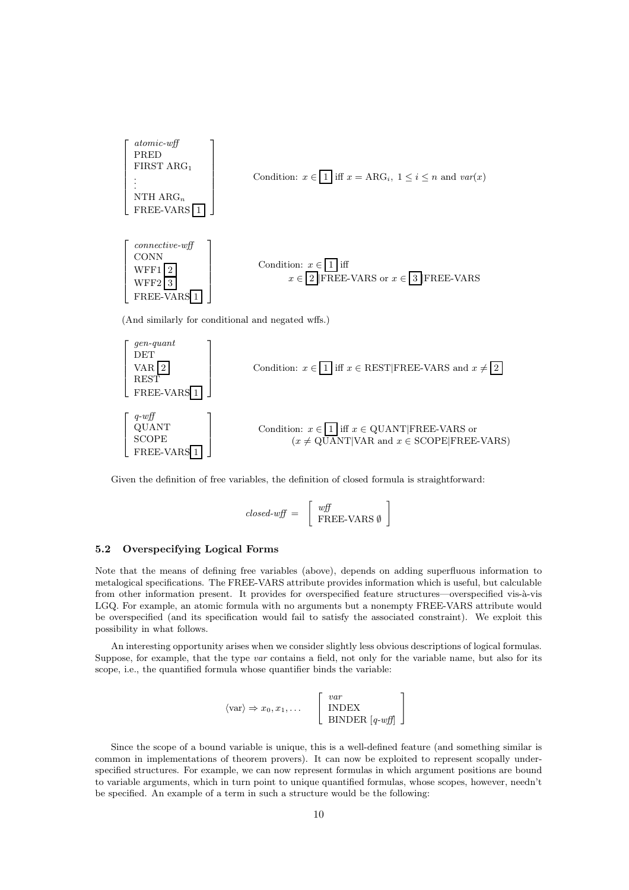$$
\begin{bmatrix} \textit{atomic-wff} \\ \text{PRED} \\ \text{FIRST ARG}_1 \\ \vdots \\ \text{NTH ARG}_n \\ \text{FREE-VARS } \boxed{1} \end{bmatrix} \qquad \text{Condition: } x \in \boxed{1} \text{ iff } x = \text{ARG}_i,\ 1 \leq i \leq n \text{ and } var(x)
$$

$$
\begin{bmatrix} \textit{connective-wff} \\ \text{CONN} \\ \text{WFF1 } \boxed{2} \\ \text{WFF2 } \boxed{3} \\ \text{FREE-VARS} \boxed{1} \end{bmatrix} \qquad \begin{array}{l} \text{Condition: } x \in \boxed{1} \text{ iff} \\ \qquad x \in \boxed{2}\text{|FREE-VARS or } x \in \boxed{3}\text{|FREE-VARS} \end{array}
$$

(And similarly for conditional and negated wffs.)

$$
\begin{bmatrix} \textit{gen-quant} \\ \text{DET} \\ \text{VAR } \boxed{2} \\ \text{REST} \\ \text{FREE-VARS} \boxed{1} \end{bmatrix} \qquad \text{Condition: } x \in \boxed{1} \text{ iff } x \in \text{REST|FREE-VARS and } x \neq \boxed{2}
$$

$$
\begin{bmatrix} \textit{q-wff} \\ \text{QUANT} \\ \text{SCOPE} \\ \text{FREE-VARS} \boxed{1} \end{bmatrix} \qquad \begin{array}{l} \text{Condition: } x \in \boxed{1} \text{ iff } x \in \text{QUANT|FREE-VARS or} \\ \qquad (x \neq \text{QUANT|VAR and } x \in \text{SCOPE|FREE-VARS}) \end{array}
$$

Given the definition of free variables, the definition of closed formula is straightforward:

$$
\textit{closed-wff} = \begin{bmatrix} \textit{wff} \\ \text{FREE-VARS } \emptyset \end{bmatrix}
$$

### 5.2 Overspecifying Logical Forms

Note that the means of defining free variables (above), depends on adding superfluous information to metalogical specifications. The FREE-VARS attribute provides information which is useful, but calculable from other information present. It provides for overspecified feature structures—overspecified vis-à-vis LGQ. For example, an atomic formula with no arguments but a nonempty FREE-VARS attribute would be overspecified (and its specification would fail to satisfy the associated constraint). We exploit this possibility in what follows.

An interesting opportunity arises when we consider slightly less obvious descriptions of logical formulas. Suppose, for example, that the type *var* contains a field, not only for the variable name, but also for its scope, i.e., the quantified formula whose quantifier binds the variable:

$$
\langle \text{var} \rangle \Rightarrow x_0, x_1, \ldots \qquad \begin{bmatrix} \textit{var} \\ \text{INDEX} \\ \text{BINDER } [\textit{q-wff}] \end{bmatrix}
$$

Since the scope of a bound variable is unique, this is a well-defined feature (and something similar is common in implementations of theorem provers). It can now be exploited to represent scopally underspecified structures. For example, we can now represent formulas in which argument positions are bound to variable arguments, which in turn point to unique quantified formulas, whose scopes, however, needn't be specified. An example of a term in such a structure would be the following: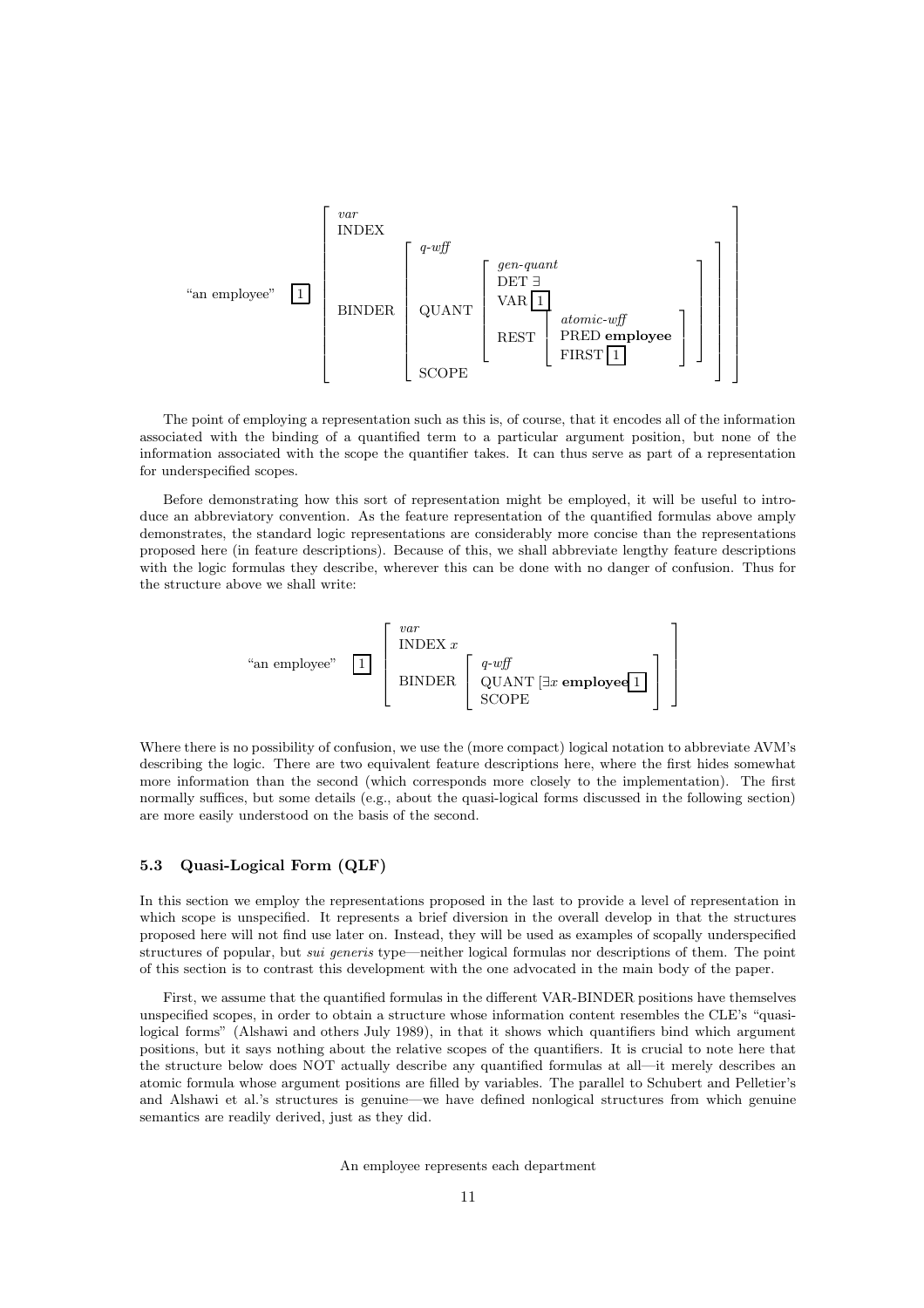$$
\text{"an employee"} \quad \boxed{1} \left[ \begin{array}{l} \textit{var} \\ \text{INDEX} \\ \text{BINDER} \left[ \begin{array}{l} \textit{q-wff} \\ \text{QUANT} \left[ \begin{array}{l} \textit{gen-quant} \\ \text{DET } \exists \\ \text{VAR } \boxed{1} \\ \text{REST} \left[ \begin{array}{l} \textit{atomic-wff} \\ \text{PRED } \textbf{employee} \\ \text{FIRST } \boxed{1} \end{array} \right] \end{array} \right] \\ \text{SCOPE} \end{array} \right] \end{array} \right]
$$

The point of employing a representation such as this is, of course, that it encodes all of the information associated with the binding of a quantified term to a particular argument position, but none of the information associated with the scope the quantifier takes. It can thus serve as part of a representation for underspecified scopes.

Before demonstrating how this sort of representation might be employed, it will be useful to introduce an abbreviatory convention. As the feature representation of the quantified formulas above amply demonstrates, the standard logic representations are considerably more concise than the representations proposed here (in feature descriptions). Because of this, we shall abbreviate lengthy feature descriptions with the logic formulas they describe, wherever this can be done with no danger of confusion. Thus for the structure above we shall write:

$$
\text{"an employee"} \quad \boxed{1} \left[ \begin{array}{l} \textit{var} \\ \text{INDEX } x \\ \text{BINDER} \left[ \begin{array}{l} \textit{q-wff} \\ \text{QUANT } [\exists x \ \textbf{employee} \boxed{1} \\ \text{SCOPE} \end{array} \right] \end{array} \right]
$$

Where there is no possibility of confusion, we use the (more compact) logical notation to abbreviate AVM's describing the logic. There are two equivalent feature descriptions here, where the first hides somewhat more information than the second (which corresponds more closely to the implementation). The first normally suffices, but some details (e.g., about the quasi-logical forms discussed in the following section) are more easily understood on the basis of the second.

### 5.3 Quasi-Logical Form (QLF)

In this section we employ the representations proposed in the last to provide a level of representation in which scope is unspecified. It represents a brief diversion in the overall develop in that the structures proposed here will not find use later on. Instead, they will be used as examples of scopally underspecified structures of popular, but *sui generis* type—neither logical formulas nor descriptions of them. The point of this section is to contrast this development with the one advocated in the main body of the paper.

First, we assume that the quantified formulas in the different VAR-BINDER positions have themselves unspecified scopes, in order to obtain a structure whose information content resembles the CLE's "quasi-logical forms" (Alshawi and others July 1989), in that it shows which quantifiers bind which argument positions, but it says nothing about the relative scopes of the quantifiers. It is crucial to note here that the structure below does NOT actually describe any quantified formulas at all—it merely describes an atomic formula whose argument positions are filled by variables. The parallel to Schubert and Pelletier's and Alshawi et al.'s structures is genuine—we have defined nonlogical structures from which genuine semantics are readily derived, just as they did.

An employee represents each department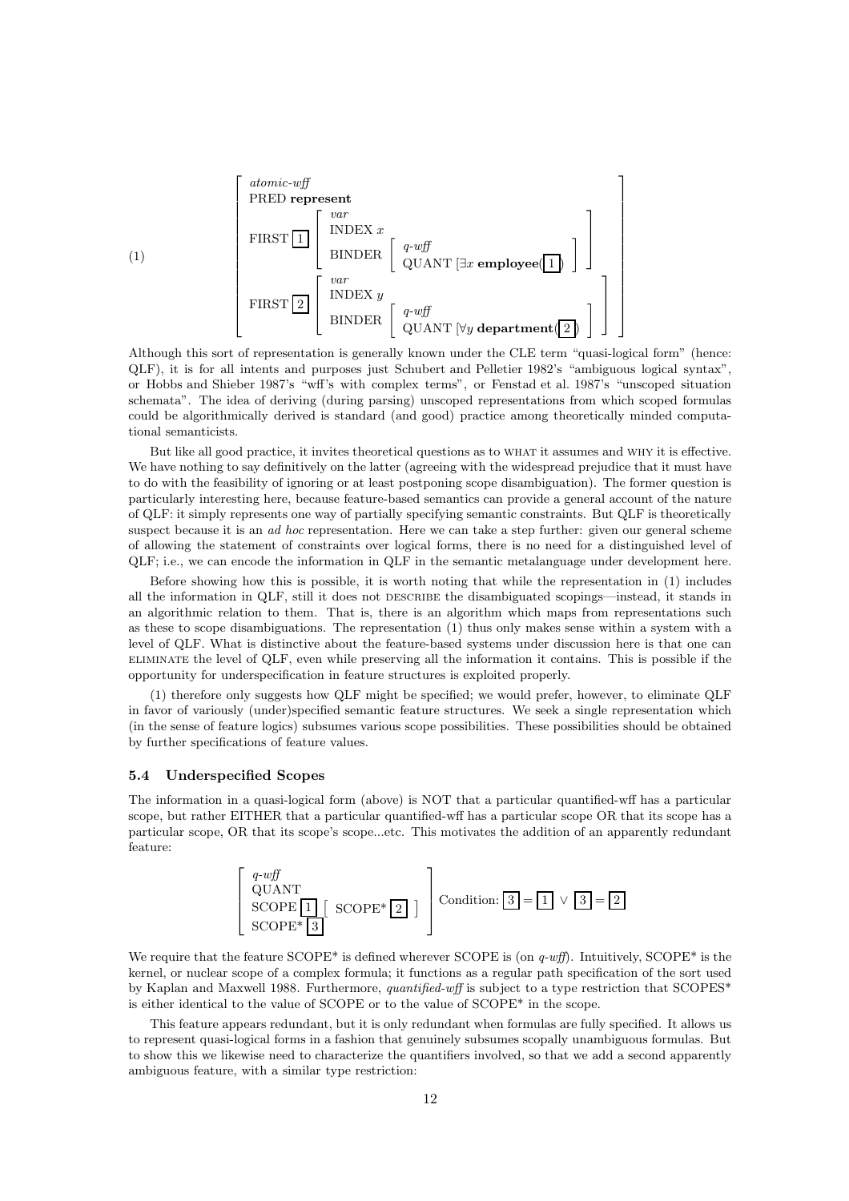$$
(1) \quad \begin{bmatrix}
\textit{atomic-wff} \\
\text{PRED } \textbf{represent} \\
\text{FIRST } \boxed{1} \begin{bmatrix} \textit{var} \\ \text{INDEX } x \\ \text{BINDER } \begin{bmatrix} \textit{q-wff} \\ \text{QUANT } [\exists x\ \textbf{employee}(\boxed{1}) \end{bmatrix} \end{bmatrix} \\
\text{FIRST } \boxed{2} \begin{bmatrix} \textit{var} \\ \text{INDEX } y \\ \text{BINDER } \begin{bmatrix} \textit{q-wff} \\ \text{QUANT } [\forall y\ \textbf{department}(\boxed{2}) \end{bmatrix} \end{bmatrix}
\end{bmatrix}
$$

Although this sort of representation is generally known under the CLE term "quasi-logical form" (hence: QLF), it is for all intents and purposes just Schubert and Pelletier 1982's "ambiguous logical syntax", or Hobbs and Shieber 1987's "wff's with complex terms", or Fenstad et al. 1987's "unscoped situation schemata". The idea of deriving (during parsing) unscoped representations from which scoped formulas could be algorithmically derived is standard (and good) practice among theoretically minded computational semanticists.

But like all good practice, it invites theoretical questions as to WHAT it assumes and WHY it is effective. We have nothing to say definitively on the latter (agreeing with the widespread prejudice that it must have to do with the feasibility of ignoring or at least postponing scope disambiguation). The former question is particularly interesting here, because feature-based semantics can provide a general account of the nature of QLF: it simply represents one way of partially specifying semantic constraints. But QLF is theoretically suspect because it is an *ad hoc* representation. Here we can take a step further: given our general scheme of allowing the statement of constraints over logical forms, there is no need for a distinguished level of QLF; i.e., we can encode the information in QLF in the semantic metalanguage under development here.

Before showing how this is possible, it is worth noting that while the representation in (1) includes all the information in QLF, still it does not DESCRIBE the disambiguated scopings—instead, it stands in an algorithmic relation to them. That is, there is an algorithm which maps from representations such as these to scope disambiguations. The representation (1) thus only makes sense within a system with a level of QLF. What is distinctive about the feature-based systems under discussion here is that one can ELIMINATE the level of QLF, even while preserving all the information it contains. This is possible if the opportunity for underspecification in feature structures is exploited properly.

(1) therefore only suggests how QLF might be specified; we would prefer, however, to eliminate QLF in favor of variously (under)specified semantic feature structures. We seek a single representation which (in the sense of feature logics) subsumes various scope possibilities. These possibilities should be obtained by further specifications of feature values.

### 5.4 Underspecified Scopes

The information in a quasi-logical form (above) is NOT that a particular quantified-wff has a particular scope, but rather EITHER that a particular quantified-wff has a particular scope OR that its scope has a particular scope, OR that its scope's scope...etc. This motivates the addition of an apparently redundant feature:

$$
\begin{bmatrix}
\textit{q-wff} \\
\text{QUANT} \\
\text{SCOPE } \boxed{1} \begin{bmatrix} \text{SCOPE* } \boxed{2} \end{bmatrix} \\
\text{SCOPE* } \boxed{3}
\end{bmatrix}
\quad \text{Condition: } \boxed{3} = \boxed{1} \ \vee \ \boxed{3} = \boxed{2}
$$

We require that the feature SCOPE* is defined wherever SCOPE is (on *q-wff*). Intuitively, SCOPE* is the kernel, or nuclear scope of a complex formula; it functions as a regular path specification of the sort used by Kaplan and Maxwell 1988. Furthermore, *quantified-wff* is subject to a type restriction that SCOPES* is either identical to the value of SCOPE or to the value of SCOPE* in the scope.

This feature appears redundant, but it is only redundant when formulas are fully specified. It allows us to represent quasi-logical forms in a fashion that genuinely subsumes scopally unambiguous formulas. But to show this we likewise need to characterize the quantifiers involved, so that we add a second apparently ambiguous feature, with a similar type restriction: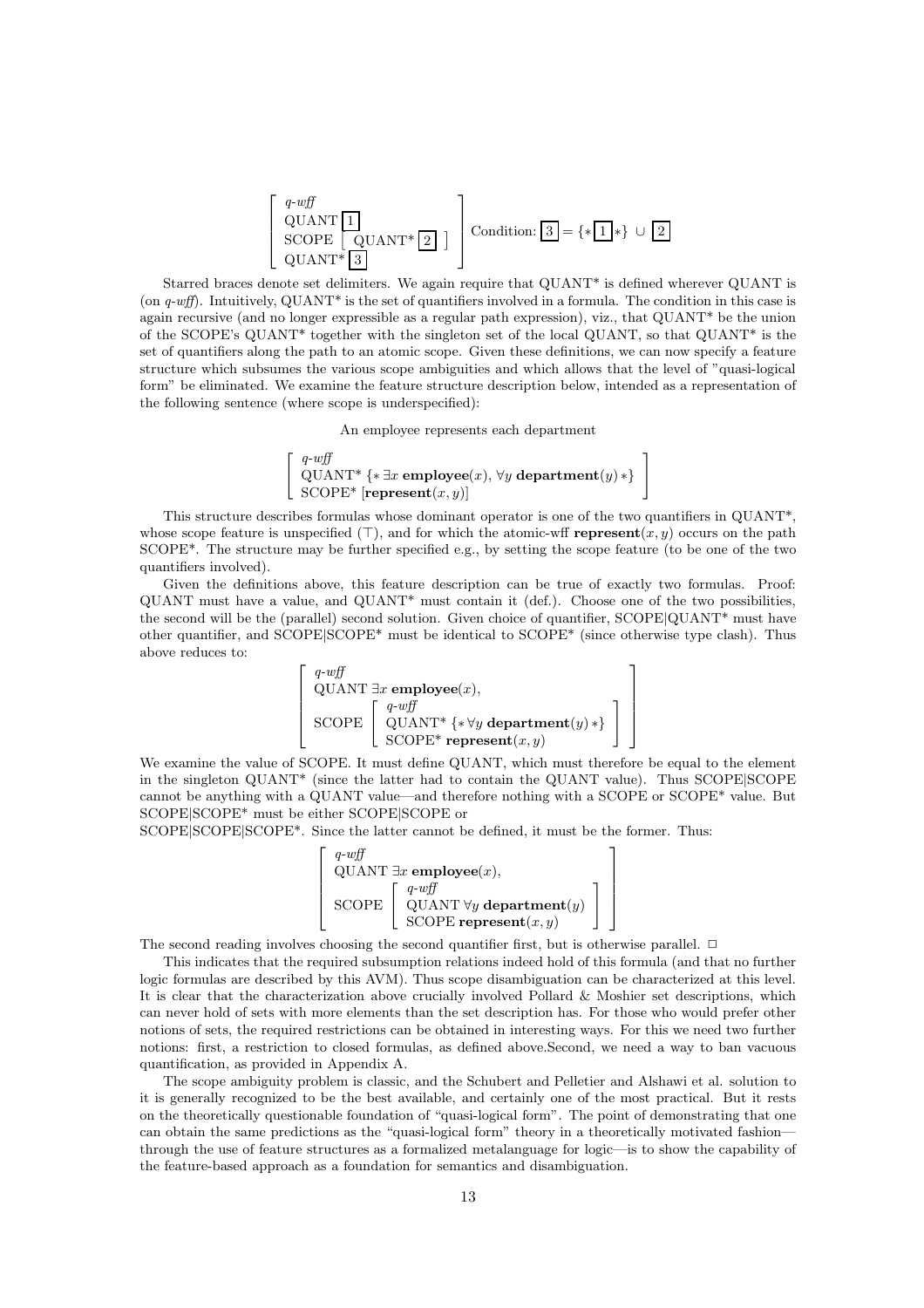$$\left[\begin{array}{l} \textit{q-wff} \\ \text{QUANT } \boxed{1} \\ \text{SCOPE } \left[ \text{ QUANT* } \boxed{2} \right] \\ \text{QUANT* } \boxed{3} \end{array}\right] \text{ Condition: } \boxed{3} = \{* \boxed{1} *\} \cup \boxed{2}$$

Starred braces denote set delimiters. We again require that QUANT* is defined wherever QUANT is (on *q-wff*). Intuitively, QUANT* is the set of quantifiers involved in a formula. The condition in this case is again recursive (and no longer expressible as a regular path expression), viz., that QUANT* be the union of the SCOPE's QUANT* together with the singleton set of the local QUANT, so that QUANT* is the set of quantifiers along the path to an atomic scope. Given these definitions, we can now specify a feature structure which subsumes the various scope ambiguities and which allows that the level of "quasi-logical form" be eliminated. We examine the feature structure description below, intended as a representation of the following sentence (where scope is underspecified):

An employee represents each department

$$\left[\begin{array}{l} \textit{q-wff} \\ \text{QUANT* } \{* \, \exists x \, \mathbf{employee}(x), \, \forall y \, \mathbf{department}(y) *\} \\ \text{SCOPE* } [\mathbf{represent}(x,y)] \end{array}\right]$$

This structure describes formulas whose dominant operator is one of the two quantifiers in QUANT*, whose scope feature is unspecified ($\top$), and for which the atomic-wff $\mathbf{represent}(x,y)$ occurs on the path SCOPE*. The structure may be further specified e.g., by setting the scope feature (to be one of the two quantifiers involved).

Given the definitions above, this feature description can be true of exactly two formulas. Proof: QUANT must have a value, and QUANT* must contain it (def.). Choose one of the two possibilities, the second will be the (parallel) second solution. Given choice of quantifier, SCOPE|QUANT* must have other quantifier, and SCOPE|SCOPE* must be identical to SCOPE* (since otherwise type clash). Thus above reduces to:

$$\left[\begin{array}{l} \textit{q-wff} \\ \text{QUANT } \exists x \, \mathbf{employee}(x), \\ \text{SCOPE } \left[\begin{array}{l} \textit{q-wff} \\ \text{QUANT* } \{* \, \forall y \, \mathbf{department}(y) *\} \\ \text{SCOPE* } \mathbf{represent}(x,y) \end{array}\right] \end{array}\right]$$

We examine the value of SCOPE. It must define QUANT, which must therefore be equal to the element in the singleton QUANT* (since the latter had to contain the QUANT value). Thus SCOPE|SCOPE cannot be anything with a QUANT value—and therefore nothing with a SCOPE or SCOPE* value. But SCOPE|SCOPE* must be either SCOPE|SCOPE or SCOPE|SCOPE|SCOPE*. Since the latter cannot be defined, it must be the former. Thus:

$$\left[\begin{array}{l} \textit{q-wff} \\ \text{QUANT } \exists x \, \mathbf{employee}(x), \\ \text{SCOPE } \left[\begin{array}{l} \textit{q-wff} \\ \text{QUANT } \forall y \, \mathbf{department}(y) \\ \text{SCOPE } \mathbf{represent}(x,y) \end{array}\right] \end{array}\right]$$

The second reading involves choosing the second quantifier first, but is otherwise parallel. $\Box$

This indicates that the required subsumption relations indeed hold of this formula (and that no further logic formulas are described by this AVM). Thus scope disambiguation can be characterized at this level. It is clear that the characterization above crucially involved Pollard & Moshier set descriptions, which can never hold of sets with more elements than the set description has. For those who would prefer other notions of sets, the required restrictions can be obtained in interesting ways. For this we need two further notions: first, a restriction to closed formulas, as defined above.Second, we need a way to ban vacuous quantification, as provided in Appendix A.

The scope ambiguity problem is classic, and the Schubert and Pelletier and Alshawi et al. solution to it is generally recognized to be the best available, and certainly one of the most practical. But it rests on the theoretically questionable foundation of "quasi-logical form". The point of demonstrating that one can obtain the same predictions as the "quasi-logical form" theory in a theoretically motivated fashion—through the use of feature structures as a formalized metalanguage for logic—is to show the capability of the feature-based approach as a foundation for semantics and disambiguation.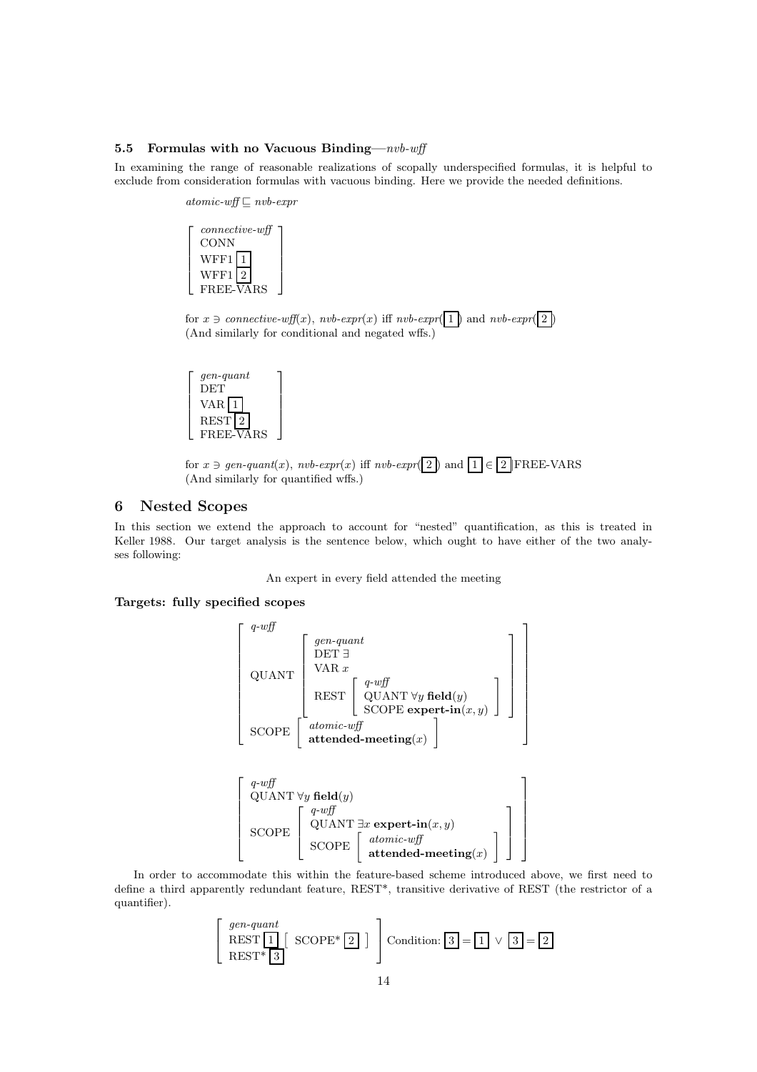### 5.5 Formulas with no Vacuous Binding—*nvb-wff*

In examining the range of reasonable realizations of scopally underspecified formulas, it is helpful to exclude from consideration formulas with vacuous binding. Here we provide the needed definitions.

$$\textit{atomic-wff} \sqsubseteq \textit{nvb-expr}$$

$$\begin{bmatrix} \textit{connective-wff} \\ \text{CONN} \\ \text{WFF1} \; \boxed{1} \\ \text{WFF1} \; \boxed{2} \\ \text{FREE-VARS} \end{bmatrix}$$

for $x \ni \textit{connective-wff}(x)$, $\textit{nvb-expr}(x)$ iff $\textit{nvb-expr}(\boxed{1})$ and $\textit{nvb-expr}(\boxed{2})$
(And similarly for conditional and negated wffs.)

$$\begin{bmatrix} \textit{gen-quant} \\ \text{DET} \\ \text{VAR} \; \boxed{1} \\ \text{REST} \; \boxed{2} \\ \text{FREE-VARS} \end{bmatrix}$$

for $x \ni \textit{gen-quant}(x)$, $\textit{nvb-expr}(x)$ iff $\textit{nvb-expr}(\boxed{2})$ and $\boxed{1} \in \boxed{2}$|FREE-VARS
(And similarly for quantified wffs.)

## 6 Nested Scopes

In this section we extend the approach to account for "nested" quantification, as this is treated in Keller 1988. Our target analysis is the sentence below, which ought to have either of the two analyses following:

An expert in every field attended the meeting

**Targets: fully specified scopes**

$$\begin{bmatrix} \textit{q-wff} \\ \text{QUANT} \begin{bmatrix} \textit{gen-quant} \\ \text{DET} \; \exists \\ \text{VAR} \; x \\ \text{REST} \begin{bmatrix} \textit{q-wff} \\ \text{QUANT} \; \forall y \; \textbf{field}(y) \\ \text{SCOPE} \; \textbf{expert-in}(x, y) \end{bmatrix} \end{bmatrix} \\ \text{SCOPE} \begin{bmatrix} \textit{atomic-wff} \\ \textbf{attended-meeting}(x) \end{bmatrix} \end{bmatrix}$$

$$\begin{bmatrix} \textit{q-wff} \\ \text{QUANT} \; \forall y \; \textbf{field}(y) \\ \text{SCOPE} \begin{bmatrix} \textit{q-wff} \\ \text{QUANT} \; \exists x \; \textbf{expert-in}(x, y) \\ \text{SCOPE} \begin{bmatrix} \textit{atomic-wff} \\ \textbf{attended-meeting}(x) \end{bmatrix} \end{bmatrix} \end{bmatrix}$$

In order to accommodate this within the feature-based scheme introduced above, we first need to define a third apparently redundant feature, REST\*, transitive derivative of REST (the restrictor of a quantifier).

$$\begin{bmatrix} \textit{gen-quant} \\ \text{REST} \; \boxed{1} \begin{bmatrix} \text{SCOPE*} \; \boxed{2} \end{bmatrix} \\ \text{REST*} \; \boxed{3} \end{bmatrix} \text{Condition: } \boxed{3} = \boxed{1} \vee \boxed{3} = \boxed{2}$$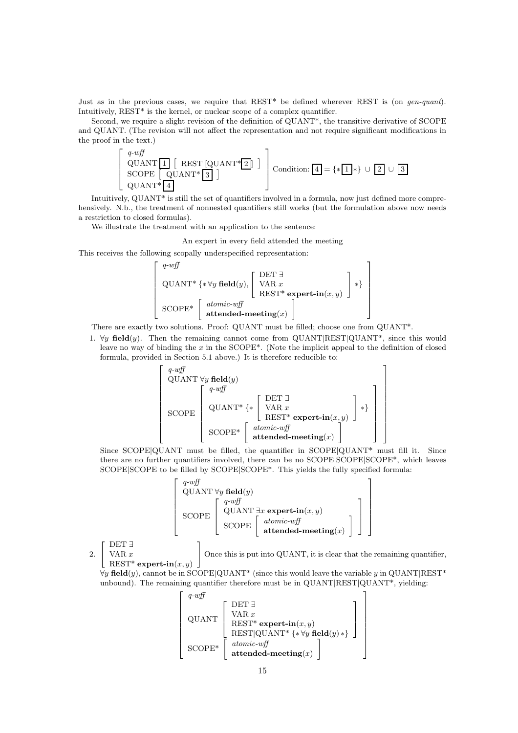Just as in the previous cases, we require that REST* be defined wherever REST is (on *gen-quant*). Intuitively, REST* is the kernel, or nuclear scope of a complex quantifier.

Second, we require a slight revision of the definition of QUANT*, the transitive derivative of SCOPE and QUANT. (The revision will not affect the representation and not require significant modifications in the proof in the text.)

$$\begin{bmatrix} \textit{q-wff} \\ \text{QUANT } \boxed{1} \begin{bmatrix} \text{REST [QUANT*} \boxed{2} \text{]} \end{bmatrix} \\ \text{SCOPE } \begin{bmatrix} \text{QUANT* } \boxed{3} \end{bmatrix} \\ \text{QUANT* } \boxed{4} \end{bmatrix} \quad \text{Condition: } \boxed{4} = \{* \boxed{1} *\} \cup \boxed{2} \cup \boxed{3}$$

Intuitively, QUANT* is still the set of quantifiers involved in a formula, now just defined more comprehensively. N.b., the treatment of nonnested quantifiers still works (but the formulation above now needs a restriction to closed formulas).

We illustrate the treatment with an application to the sentence:

An expert in every field attended the meeting

This receives the following scopally underspecified representation:

$$\begin{bmatrix} \textit{q-wff} \\ \text{QUANT* } \{* \forall y \ \mathbf{field}(y), \begin{bmatrix} \text{DET } \exists \\ \text{VAR } x \\ \text{REST* } \mathbf{expert\text{-}in}(x,y) \end{bmatrix} *\} \\ \text{SCOPE* } \begin{bmatrix} \textit{atomic-wff} \\ \mathbf{attended\text{-}meeting}(x) \end{bmatrix} \end{bmatrix}$$

There are exactly two solutions. Proof: QUANT must be filled; choose one from QUANT*.

1. $\forall y$ **field**$(y)$. Then the remaining cannot come from QUANT|REST|QUANT*, since this would leave no way of binding the $x$ in the SCOPE*. (Note the implicit appeal to the definition of closed formula, provided in Section 5.1 above.) It is therefore reducible to:

$$\begin{bmatrix} \textit{q-wff} \\ \text{QUANT } \forall y \ \mathbf{field}(y) \\ \text{SCOPE } \begin{bmatrix} \textit{q-wff} \\ \text{QUANT* } \{* \begin{bmatrix} \text{DET } \exists \\ \text{VAR } x \\ \text{REST* } \mathbf{expert\text{-}in}(x,y) \end{bmatrix} *\} \\ \text{SCOPE* } \begin{bmatrix} \textit{atomic-wff} \\ \mathbf{attended\text{-}meeting}(x) \end{bmatrix} \end{bmatrix} \end{bmatrix}$$

Since SCOPE|QUANT must be filled, the quantifier in SCOPE|QUANT* must fill it. Since there are no further quantifiers involved, there can be no SCOPE|SCOPE|SCOPE*, which leaves SCOPE|SCOPE to be filled by SCOPE|SCOPE*. This yields the fully specified formula:

$$\begin{bmatrix} \textit{q-wff} \\ \text{QUANT } \forall y \ \mathbf{field}(y) \\ \text{SCOPE } \begin{bmatrix} \textit{q-wff} \\ \text{QUANT } \exists x \ \mathbf{expert\text{-}in}(x,y) \\ \text{SCOPE } \begin{bmatrix} \textit{atomic-wff} \\ \mathbf{attended\text{-}meeting}(x) \end{bmatrix} \end{bmatrix} \end{bmatrix}$$

2. $\begin{bmatrix} \text{DET } \exists \\ \text{VAR } x \\ \text{REST* } \mathbf{expert\text{-}in}(x,y) \end{bmatrix}$ Once this is put into QUANT, it is clear that the remaining quantifier, $\forall y$ **field**$(y)$, cannot be in SCOPE|QUANT* (since this would leave the variable $y$ in QUANT|REST* unbound). The remaining quantifier therefore must be in QUANT|REST|QUANT*, yielding:

$$\begin{bmatrix} \textit{q-wff} \\ \text{QUANT } \begin{bmatrix} \text{DET } \exists \\ \text{VAR } x \\ \text{REST* } \mathbf{expert\text{-}in}(x,y) \\ \text{REST|QUANT* } \{* \forall y \ \mathbf{field}(y) *\} \end{bmatrix} \\ \text{SCOPE* } \begin{bmatrix} \textit{atomic-wff} \\ \mathbf{attended\text{-}meeting}(x) \end{bmatrix} \end{bmatrix}$$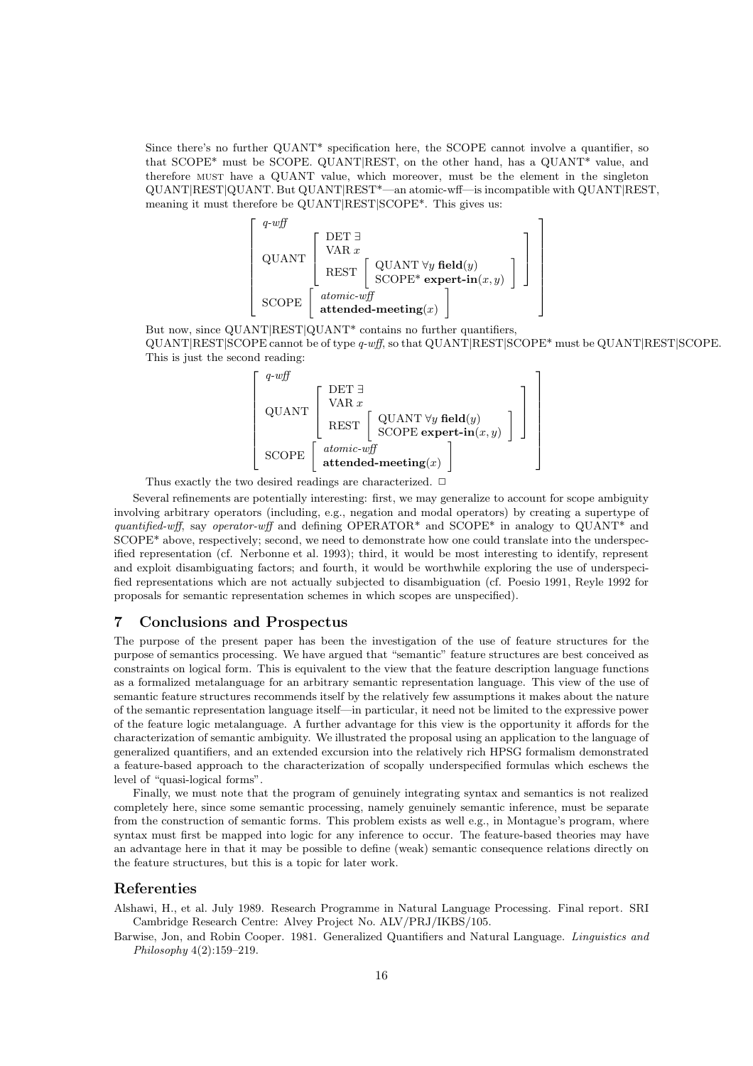Since there's no further QUANT* specification here, the SCOPE cannot involve a quantifier, so that SCOPE* must be SCOPE. QUANT|REST, on the other hand, has a QUANT* value, and therefore MUST have a QUANT value, which moreover, must be the element in the singleton QUANT|REST|QUANT. But QUANT|REST*—an atomic-wff—is incompatible with QUANT|REST, meaning it must therefore be QUANT|REST|SCOPE*. This gives us:

$$\left[\begin{array}{ll} \textit{q-wff} & \\ \text{QUANT} & \left[\begin{array}{ll} \text{DET } \exists & \\ \text{VAR } x & \\ \text{REST} & \left[\begin{array}{l} \text{QUANT } \forall y \ \textbf{field}(y) \\ \text{SCOPE* } \textbf{expert-in}(x,y) \end{array}\right] \end{array}\right] \\ \text{SCOPE} & \left[\begin{array}{l} \textit{atomic-wff} \\ \textbf{attended-meeting}(x) \end{array}\right] \end{array}\right]$$

But now, since QUANT|REST|QUANT* contains no further quantifiers, QUANT|REST|SCOPE cannot be of type *q-wff*, so that QUANT|REST|SCOPE* must be QUANT|REST|SCOPE. This is just the second reading:

$$\left[\begin{array}{ll} \textit{q-wff} & \\ \text{QUANT} & \left[\begin{array}{ll} \text{DET } \exists & \\ \text{VAR } x & \\ \text{REST} & \left[\begin{array}{l} \text{QUANT } \forall y \ \textbf{field}(y) \\ \text{SCOPE } \textbf{expert-in}(x,y) \end{array}\right] \end{array}\right] \\ \text{SCOPE} & \left[\begin{array}{l} \textit{atomic-wff} \\ \textbf{attended-meeting}(x) \end{array}\right] \end{array}\right]$$

Thus exactly the two desired readings are characterized. □

Several refinements are potentially interesting: first, we may generalize to account for scope ambiguity involving arbitrary operators (including, e.g., negation and modal operators) by creating a supertype of *quantified-wff*, say *operator-wff* and defining OPERATOR* and SCOPE* in analogy to QUANT* and SCOPE* above, respectively; second, we need to demonstrate how one could translate into the underspecified representation (cf. Nerbonne et al. 1993); third, it would be most interesting to identify, represent and exploit disambiguating factors; and fourth, it would be worthwhile exploring the use of underspecified representations which are not actually subjected to disambiguation (cf. Poesio 1991, Reyle 1992 for proposals for semantic representation schemes in which scopes are unspecified).

## 7 Conclusions and Prospectus

The purpose of the present paper has been the investigation of the use of feature structures for the purpose of semantics processing. We have argued that "semantic" feature structures are best conceived as constraints on logical form. This is equivalent to the view that the feature description language functions as a formalized metalanguage for an arbitrary semantic representation language. This view of the use of semantic feature structures recommends itself by the relatively few assumptions it makes about the nature of the semantic representation language itself—in particular, it need not be limited to the expressive power of the feature logic metalanguage. A further advantage for this view is the opportunity it affords for the characterization of semantic ambiguity. We illustrated the proposal using an application to the language of generalized quantifiers, and an extended excursion into the relatively rich HPSG formalism demonstrated a feature-based approach to the characterization of scopally underspecified formulas which eschews the level of "quasi-logical forms".

Finally, we must note that the program of genuinely integrating syntax and semantics is not realized completely here, since some semantic processing, namely genuinely semantic inference, must be separate from the construction of semantic forms. This problem exists as well e.g., in Montague's program, where syntax must first be mapped into logic for any inference to occur. The feature-based theories may have an advantage here in that it may be possible to define (weak) semantic consequence relations directly on the feature structures, but this is a topic for later work.

## Referenties

Alshawi, H., et al. July 1989. Research Programme in Natural Language Processing. Final report. SRI Cambridge Research Centre: Alvey Project No. ALV/PRJ/IKBS/105.

Barwise, Jon, and Robin Cooper. 1981. Generalized Quantifiers and Natural Language. *Linguistics and Philosophy* 4(2):159–219.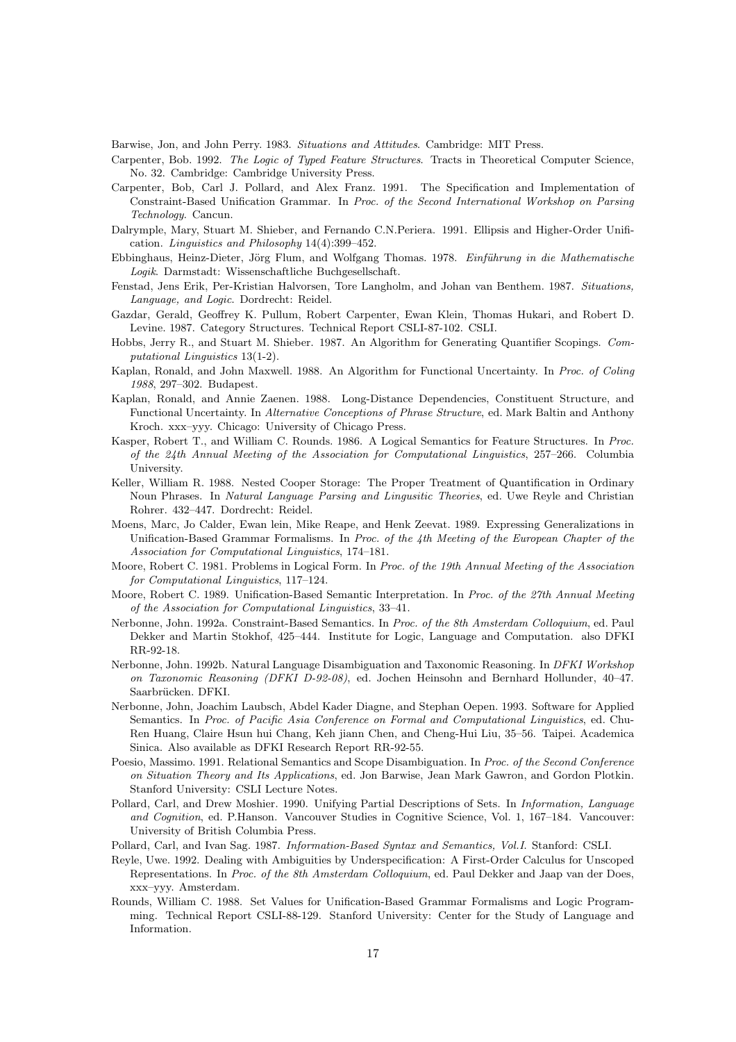Barwise, Jon, and John Perry. 1983. *Situations and Attitudes*. Cambridge: MIT Press.

Carpenter, Bob. 1992. *The Logic of Typed Feature Structures*. Tracts in Theoretical Computer Science, No. 32. Cambridge: Cambridge University Press.

Carpenter, Bob, Carl J. Pollard, and Alex Franz. 1991. The Specification and Implementation of Constraint-Based Unification Grammar. In *Proc. of the Second International Workshop on Parsing Technology*. Cancun.

Dalrymple, Mary, Stuart M. Shieber, and Fernando C.N.Periera. 1991. Ellipsis and Higher-Order Unification. *Linguistics and Philosophy* 14(4):399–452.

Ebbinghaus, Heinz-Dieter, Jörg Flum, and Wolfgang Thomas. 1978. *Einführung in die Mathematische Logik*. Darmstadt: Wissenschaftliche Buchgesellschaft.

Fenstad, Jens Erik, Per-Kristian Halvorsen, Tore Langholm, and Johan van Benthem. 1987. *Situations, Language, and Logic*. Dordrecht: Reidel.

Gazdar, Gerald, Geoffrey K. Pullum, Robert Carpenter, Ewan Klein, Thomas Hukari, and Robert D. Levine. 1987. Category Structures. Technical Report CSLI-87-102. CSLI.

Hobbs, Jerry R., and Stuart M. Shieber. 1987. An Algorithm for Generating Quantifier Scopings. *Computational Linguistics* 13(1-2).

Kaplan, Ronald, and John Maxwell. 1988. An Algorithm for Functional Uncertainty. In *Proc. of Coling 1988*, 297–302. Budapest.

Kaplan, Ronald, and Annie Zaenen. 1988. Long-Distance Dependencies, Constituent Structure, and Functional Uncertainty. In *Alternative Conceptions of Phrase Structure*, ed. Mark Baltin and Anthony Kroch. xxx–yyy. Chicago: University of Chicago Press.

Kasper, Robert T., and William C. Rounds. 1986. A Logical Semantics for Feature Structures. In *Proc. of the 24th Annual Meeting of the Association for Computational Linguistics*, 257–266. Columbia University.

Keller, William R. 1988. Nested Cooper Storage: The Proper Treatment of Quantification in Ordinary Noun Phrases. In *Natural Language Parsing and Linguistic Theories*, ed. Uwe Reyle and Christian Rohrer. 432–447. Dordrecht: Reidel.

Moens, Marc, Jo Calder, Ewan lein, Mike Reape, and Henk Zeevat. 1989. Expressing Generalizations in Unification-Based Grammar Formalisms. In *Proc. of the 4th Meeting of the European Chapter of the Association for Computational Linguistics*, 174–181.

Moore, Robert C. 1981. Problems in Logical Form. In *Proc. of the 19th Annual Meeting of the Association for Computational Linguistics*, 117–124.

Moore, Robert C. 1989. Unification-Based Semantic Interpretation. In *Proc. of the 27th Annual Meeting of the Association for Computational Linguistics*, 33–41.

Nerbonne, John. 1992a. Constraint-Based Semantics. In *Proc. of the 8th Amsterdam Colloquium*, ed. Paul Dekker and Martin Stokhof, 425–444. Institute for Logic, Language and Computation. also DFKI RR-92-18.

Nerbonne, John. 1992b. Natural Language Disambiguation and Taxonomic Reasoning. In *DFKI Workshop on Taxonomic Reasoning (DFKI D-92-08)*, ed. Jochen Heinsohn and Bernhard Hollunder, 40–47. Saarbrücken. DFKI.

Nerbonne, John, Joachim Laubsch, Abdel Kader Diagne, and Stephan Oepen. 1993. Software for Applied Semantics. In *Proc. of Pacific Asia Conference on Formal and Computational Linguistics*, ed. Chu-Ren Huang, Claire Hsun hui Chang, Keh jiann Chen, and Cheng-Hui Liu, 35–56. Taipei. Academica Sinica. Also available as DFKI Research Report RR-92-55.

Poesio, Massimo. 1991. Relational Semantics and Scope Disambiguation. In *Proc. of the Second Conference on Situation Theory and Its Applications*, ed. Jon Barwise, Jean Mark Gawron, and Gordon Plotkin. Stanford University: CSLI Lecture Notes.

Pollard, Carl, and Drew Moshier. 1990. Unifying Partial Descriptions of Sets. In *Information, Language and Cognition*, ed. P.Hanson. Vancouver Studies in Cognitive Science, Vol. 1, 167–184. Vancouver: University of British Columbia Press.

Pollard, Carl, and Ivan Sag. 1987. *Information-Based Syntax and Semantics, Vol.I.* Stanford: CSLI.

Reyle, Uwe. 1992. Dealing with Ambiguities by Underspecification: A First-Order Calculus for Unscoped Representations. In *Proc. of the 8th Amsterdam Colloquium*, ed. Paul Dekker and Jaap van der Does, xxx–yyy. Amsterdam.

Rounds, William C. 1988. Set Values for Unification-Based Grammar Formalisms and Logic Programming. Technical Report CSLI-88-129. Stanford University: Center for the Study of Language and Information.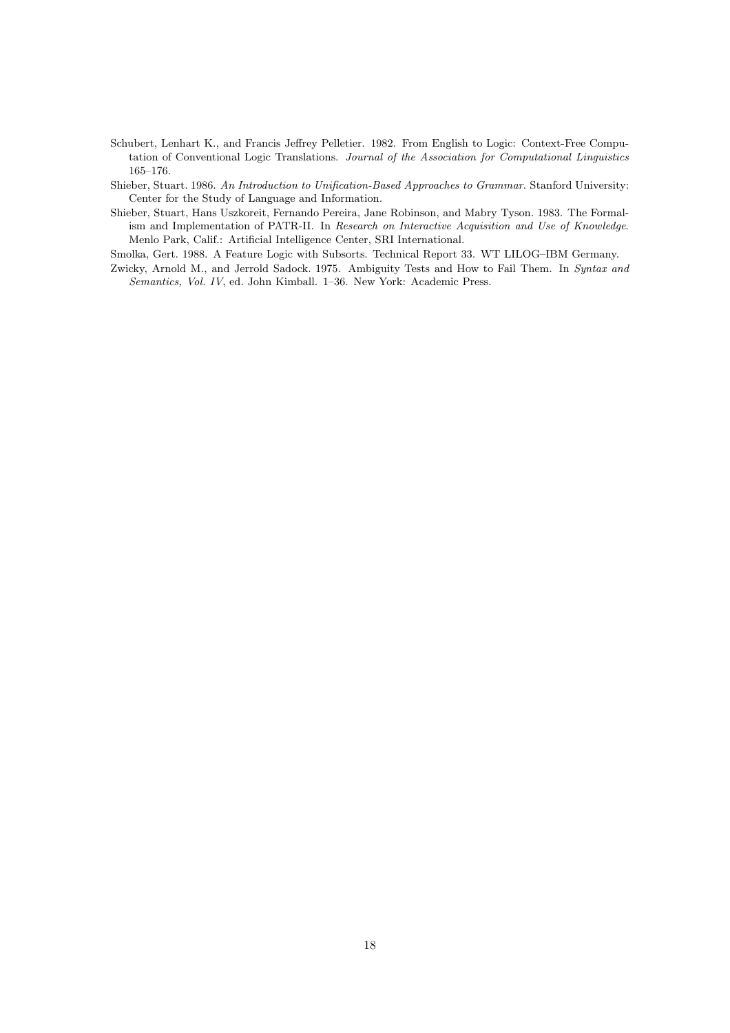Schubert, Lenhart K., and Francis Jeffrey Pelletier. 1982. From English to Logic: Context-Free Computation of Conventional Logic Translations. *Journal of the Association for Computational Linguistics* 165–176.

Shieber, Stuart. 1986. *An Introduction to Unification-Based Approaches to Grammar*. Stanford University: Center for the Study of Language and Information.

Shieber, Stuart, Hans Uszkoreit, Fernando Pereira, Jane Robinson, and Mabry Tyson. 1983. The Formalism and Implementation of PATR-II. In *Research on Interactive Acquisition and Use of Knowledge*. Menlo Park, Calif.: Artificial Intelligence Center, SRI International.

Smolka, Gert. 1988. A Feature Logic with Subsorts. Technical Report 33. WT LILOG–IBM Germany.

Zwicky, Arnold M., and Jerrold Sadock. 1975. Ambiguity Tests and How to Fail Them. In *Syntax and Semantics, Vol. IV*, ed. John Kimball. 1–36. New York: Academic Press.